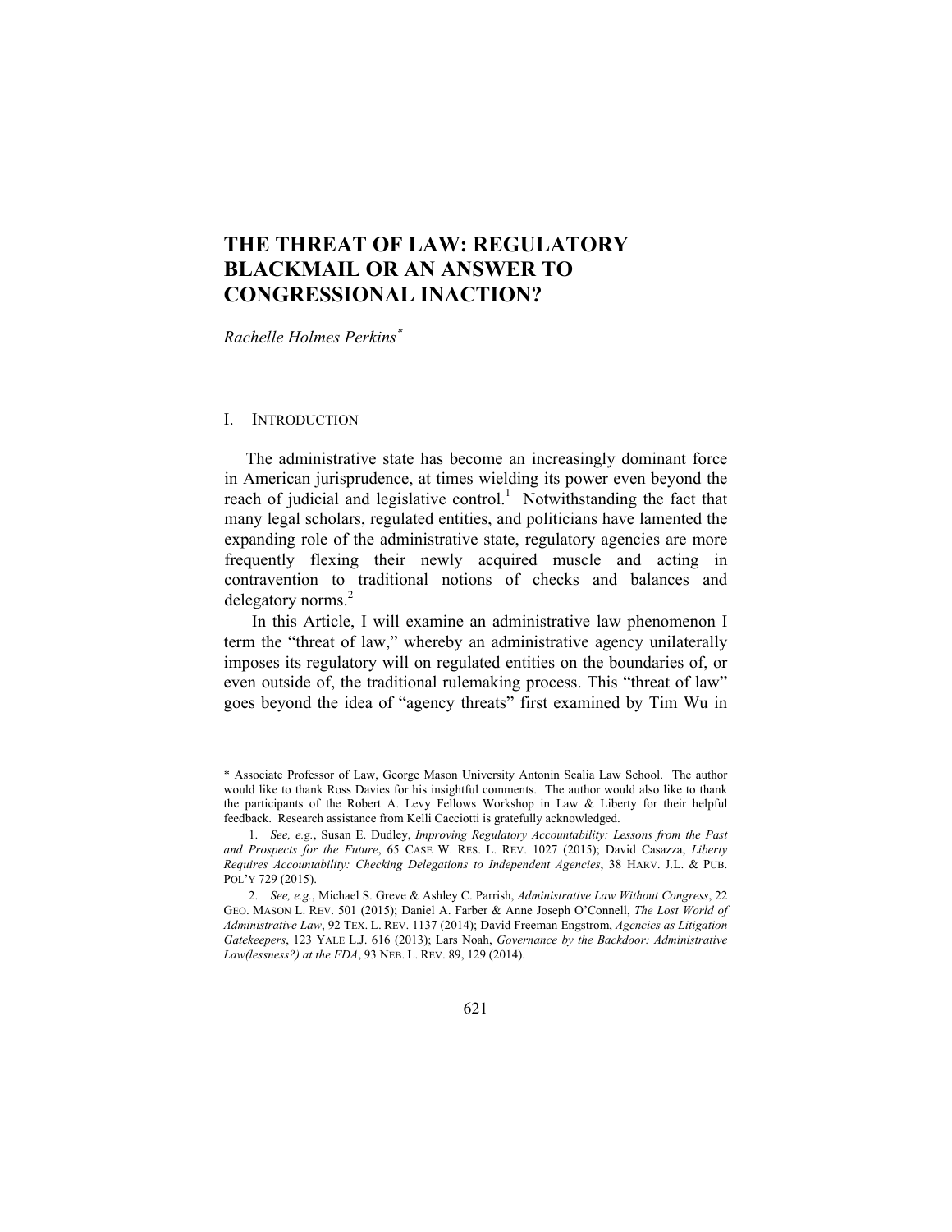# THE THREAT OF LAW: REGULATORY BLACKMAIL OR AN ANSWER TO CONGRESSIONAL INACTION?

*Rachelle Holmes Perkins*[*]

## I. INTRODUCTION

The administrative state has become an increasingly dominant force in American jurisprudence, at times wielding its power even beyond the reach of judicial and legislative control.[1] Notwithstanding the fact that many legal scholars, regulated entities, and politicians have lamented the expanding role of the administrative state, regulatory agencies are more frequently flexing their newly acquired muscle and acting in contravention to traditional notions of checks and balances and delegatory norms.[2]

In this Article, I will examine an administrative law phenomenon I term the "threat of law," whereby an administrative agency unilaterally imposes its regulatory will on regulated entities on the boundaries of, or even outside of, the traditional rulemaking process. This "threat of law" goes beyond the idea of "agency threats" first examined by Tim Wu in

---

\* Associate Professor of Law, George Mason University Antonin Scalia Law School. The author would like to thank Ross Davies for his insightful comments. The author would also like to thank the participants of the Robert A. Levy Fellows Workshop in Law & Liberty for their helpful feedback. Research assistance from Kelli Cacciotti is gratefully acknowledged.

1. *See, e.g.*, Susan E. Dudley, *Improving Regulatory Accountability: Lessons from the Past and Prospects for the Future*, 65 CASE W. RES. L. REV. 1027 (2015); David Casazza, *Liberty Requires Accountability: Checking Delegations to Independent Agencies*, 38 HARV. J.L. & PUB. POL'Y 729 (2015).

2. *See, e.g.*, Michael S. Greve & Ashley C. Parrish, *Administrative Law Without Congress*, 22 GEO. MASON L. REV. 501 (2015); Daniel A. Farber & Anne Joseph O'Connell, *The Lost World of Administrative Law*, 92 TEX. L. REV. 1137 (2014); David Freeman Engstrom, *Agencies as Litigation Gatekeepers*, 123 YALE L.J. 616 (2013); Lars Noah, *Governance by the Backdoor: Administrative Law(lessness?) at the FDA*, 93 NEB. L. REV. 89, 129 (2014).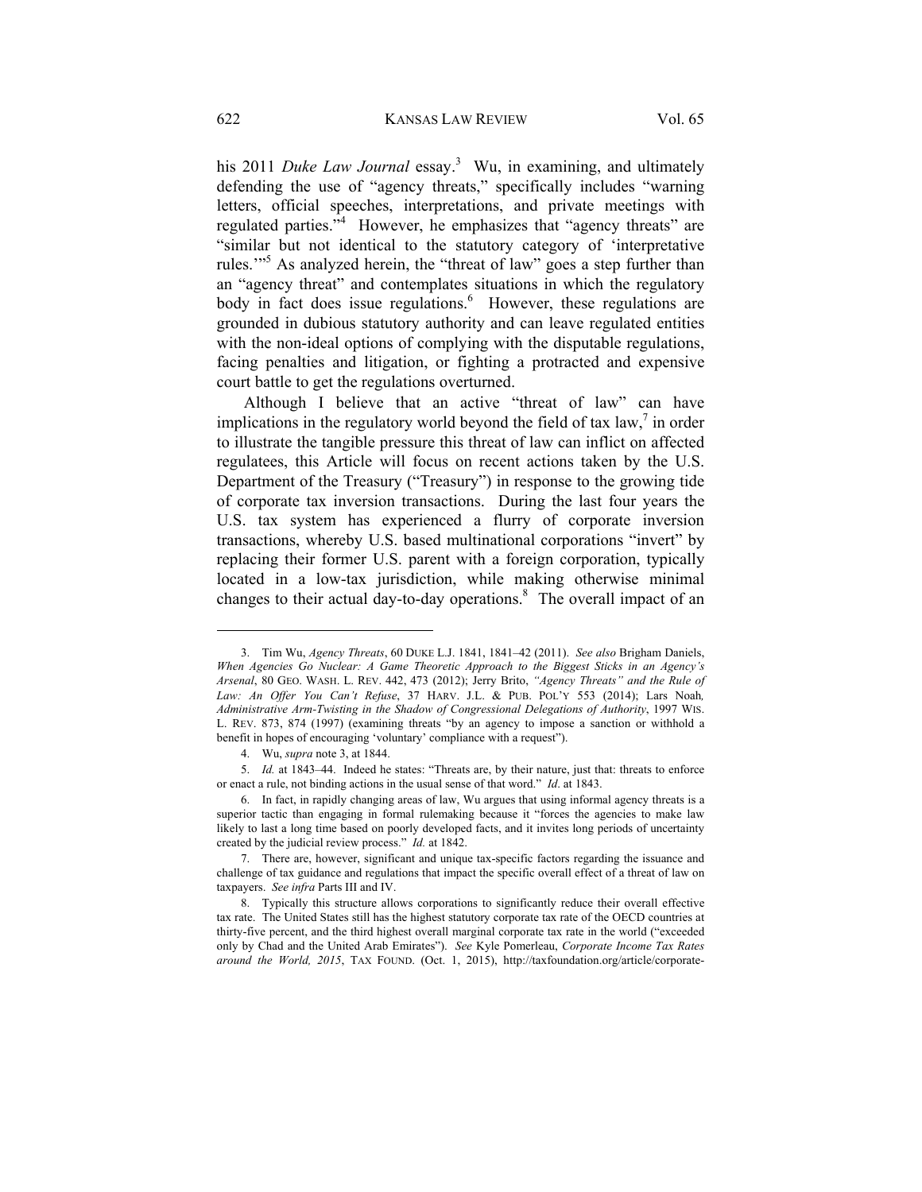his 2011 *Duke Law Journal* essay.[3] Wu, in examining, and ultimately defending the use of "agency threats," specifically includes "warning letters, official speeches, interpretations, and private meetings with regulated parties."[4] However, he emphasizes that "agency threats" are "similar but not identical to the statutory category of 'interpretative rules.'"[5] As analyzed herein, the "threat of law" goes a step further than an "agency threat" and contemplates situations in which the regulatory body in fact does issue regulations.[6] However, these regulations are grounded in dubious statutory authority and can leave regulated entities with the non-ideal options of complying with the disputable regulations, facing penalties and litigation, or fighting a protracted and expensive court battle to get the regulations overturned.

Although I believe that an active "threat of law" can have implications in the regulatory world beyond the field of tax law,[7] in order to illustrate the tangible pressure this threat of law can inflict on affected regulatees, this Article will focus on recent actions taken by the U.S. Department of the Treasury ("Treasury") in response to the growing tide of corporate tax inversion transactions. During the last four years the U.S. tax system has experienced a flurry of corporate inversion transactions, whereby U.S. based multinational corporations "invert" by replacing their former U.S. parent with a foreign corporation, typically located in a low-tax jurisdiction, while making otherwise minimal changes to their actual day-to-day operations.[8] The overall impact of an

---

3. Tim Wu, *Agency Threats*, 60 DUKE L.J. 1841, 1841–42 (2011). *See also* Brigham Daniels, *When Agencies Go Nuclear: A Game Theoretic Approach to the Biggest Sticks in an Agency's Arsenal*, 80 GEO. WASH. L. REV. 442, 473 (2012); Jerry Brito, *"Agency Threats" and the Rule of Law: An Offer You Can't Refuse*, 37 HARV. J.L. & PUB. POL'Y 553 (2014); Lars Noah*, Administrative Arm-Twisting in the Shadow of Congressional Delegations of Authority*, 1997 WIS. L. REV. 873, 874 (1997) (examining threats "by an agency to impose a sanction or withhold a benefit in hopes of encouraging 'voluntary' compliance with a request").

4. Wu, *supra* note 3, at 1844.

5. *Id.* at 1843–44. Indeed he states: "Threats are, by their nature, just that: threats to enforce or enact a rule, not binding actions in the usual sense of that word." *Id*. at 1843.

6. In fact, in rapidly changing areas of law, Wu argues that using informal agency threats is a superior tactic than engaging in formal rulemaking because it "forces the agencies to make law likely to last a long time based on poorly developed facts, and it invites long periods of uncertainty created by the judicial review process." *Id.* at 1842.

7. There are, however, significant and unique tax-specific factors regarding the issuance and challenge of tax guidance and regulations that impact the specific overall effect of a threat of law on taxpayers. *See infra* Parts III and IV.

8. Typically this structure allows corporations to significantly reduce their overall effective tax rate. The United States still has the highest statutory corporate tax rate of the OECD countries at thirty-five percent, and the third highest overall marginal corporate tax rate in the world ("exceeded only by Chad and the United Arab Emirates"). *See* Kyle Pomerleau, *Corporate Income Tax Rates around the World, 2015*, TAX FOUND. (Oct. 1, 2015), http://taxfoundation.org/article/corporate-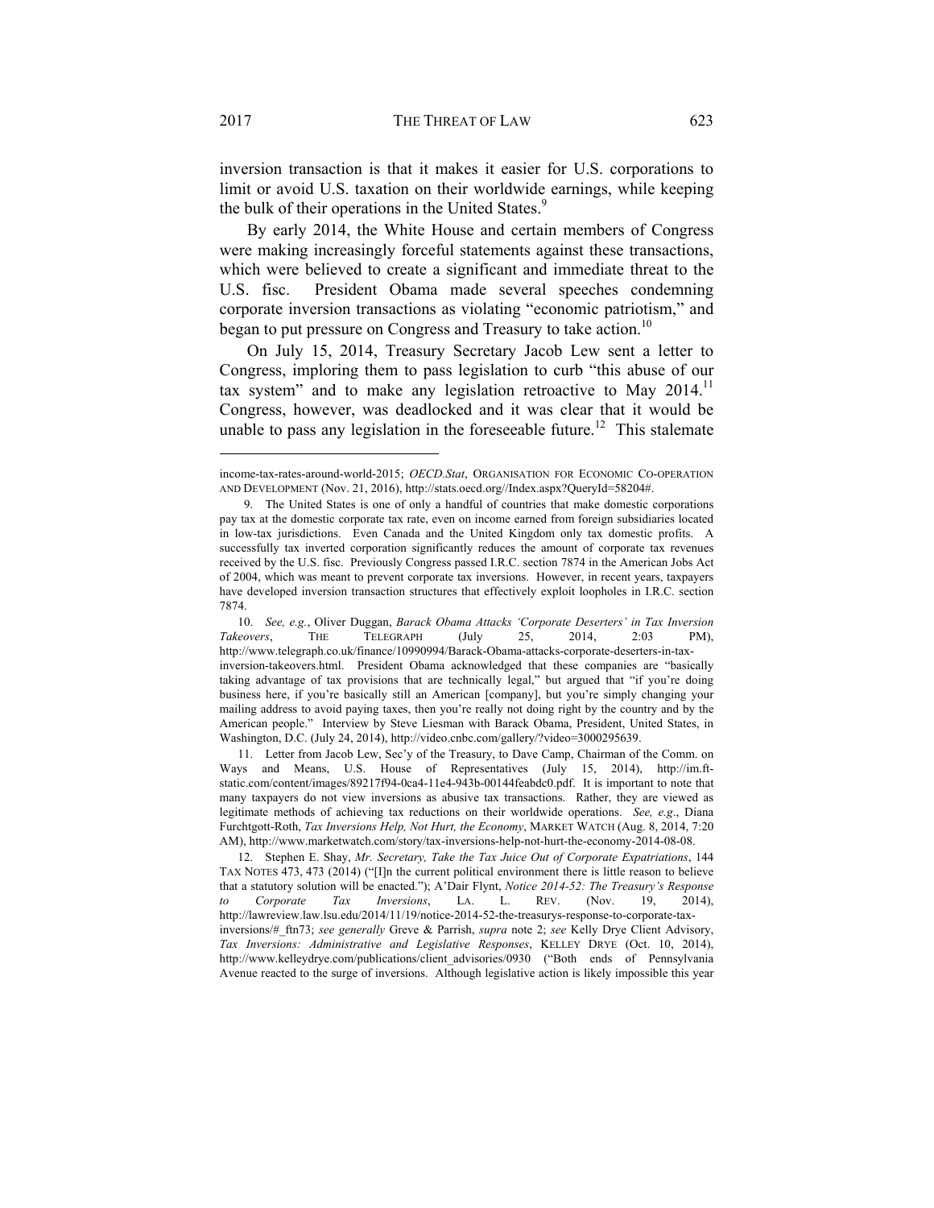inversion transaction is that it makes it easier for U.S. corporations to limit or avoid U.S. taxation on their worldwide earnings, while keeping the bulk of their operations in the United States.[9]

By early 2014, the White House and certain members of Congress were making increasingly forceful statements against these transactions, which were believed to create a significant and immediate threat to the U.S. fisc. President Obama made several speeches condemning corporate inversion transactions as violating "economic patriotism," and began to put pressure on Congress and Treasury to take action.[10]

On July 15, 2014, Treasury Secretary Jacob Lew sent a letter to Congress, imploring them to pass legislation to curb "this abuse of our tax system" and to make any legislation retroactive to May 2014.[11] Congress, however, was deadlocked and it was clear that it would be unable to pass any legislation in the foreseeable future.[12] This stalemate

---

income-tax-rates-around-world-2015; *OECD.Stat*, ORGANISATION FOR ECONOMIC CO-OPERATION AND DEVELOPMENT (Nov. 21, 2016), http://stats.oecd.org//Index.aspx?QueryId=58204#.

9. The United States is one of only a handful of countries that make domestic corporations pay tax at the domestic corporate tax rate, even on income earned from foreign subsidiaries located in low-tax jurisdictions. Even Canada and the United Kingdom only tax domestic profits. A successfully tax inverted corporation significantly reduces the amount of corporate tax revenues received by the U.S. fisc. Previously Congress passed I.R.C. section 7874 in the American Jobs Act of 2004, which was meant to prevent corporate tax inversions. However, in recent years, taxpayers have developed inversion transaction structures that effectively exploit loopholes in I.R.C. section 7874.

10. *See, e.g.*, Oliver Duggan, *Barack Obama Attacks 'Corporate Deserters' in Tax Inversion Takeovers*, THE TELEGRAPH (July 25, 2014, 2:03 PM), http://www.telegraph.co.uk/finance/10990994/Barack-Obama-attacks-corporate-deserters-in-tax-inversion-takeovers.html. President Obama acknowledged that these companies are "basically taking advantage of tax provisions that are technically legal," but argued that "if you're doing business here, if you're basically still an American [company], but you're simply changing your mailing address to avoid paying taxes, then you're really not doing right by the country and by the American people." Interview by Steve Liesman with Barack Obama, President, United States, in Washington, D.C. (July 24, 2014), http://video.cnbc.com/gallery/?video=3000295639.

11. Letter from Jacob Lew, Sec'y of the Treasury, to Dave Camp, Chairman of the Comm. on Ways and Means, U.S. House of Representatives (July 15, 2014), http://im.ft-static.com/content/images/89217f94-0ca4-11e4-943b-00144feabdc0.pdf. It is important to note that many taxpayers do not view inversions as abusive tax transactions. Rather, they are viewed as legitimate methods of achieving tax reductions on their worldwide operations. *See, e.g.*, Diana Furchtgott-Roth, *Tax Inversions Help, Not Hurt, the Economy*, MARKET WATCH (Aug. 8, 2014, 7:20 AM), http://www.marketwatch.com/story/tax-inversions-help-not-hurt-the-economy-2014-08-08.

12. Stephen E. Shay, *Mr. Secretary, Take the Tax Juice Out of Corporate Expatriations*, 144 TAX NOTES 473, 473 (2014) ("[I]n the current political environment there is little reason to believe that a statutory solution will be enacted."); A'Dair Flynt, *Notice 2014-52: The Treasury's Response to Corporate Tax Inversions*, LA. L. REV. (Nov. 19, 2014), http://lawreview.law.lsu.edu/2014/11/19/notice-2014-52-the-treasurys-response-to-corporate-tax-inversions/#_ftn73; *see generally* Greve & Parrish, *supra* note 2; *see* Kelly Drye Client Advisory, *Tax Inversions: Administrative and Legislative Responses*, KELLEY DRYE (Oct. 10, 2014), http://www.kelleydrye.com/publications/client_advisories/0930 ("Both ends of Pennsylvania Avenue reacted to the surge of inversions. Although legislative action is likely impossible this year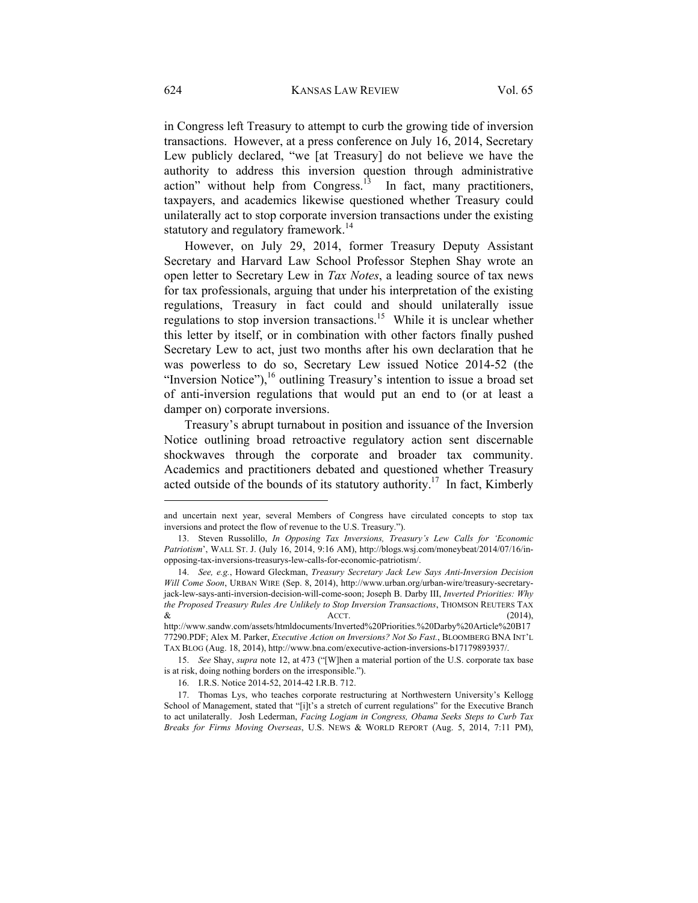in Congress left Treasury to attempt to curb the growing tide of inversion transactions. However, at a press conference on July 16, 2014, Secretary Lew publicly declared, "we [at Treasury] do not believe we have the authority to address this inversion question through administrative action" without help from Congress.[13] In fact, many practitioners, taxpayers, and academics likewise questioned whether Treasury could unilaterally act to stop corporate inversion transactions under the existing statutory and regulatory framework.[14]

However, on July 29, 2014, former Treasury Deputy Assistant Secretary and Harvard Law School Professor Stephen Shay wrote an open letter to Secretary Lew in *Tax Notes*, a leading source of tax news for tax professionals, arguing that under his interpretation of the existing regulations, Treasury in fact could and should unilaterally issue regulations to stop inversion transactions.[15] While it is unclear whether this letter by itself, or in combination with other factors finally pushed Secretary Lew to act, just two months after his own declaration that he was powerless to do so, Secretary Lew issued Notice 2014-52 (the "Inversion Notice"),[16] outlining Treasury's intention to issue a broad set of anti-inversion regulations that would put an end to (or at least a damper on) corporate inversions.

Treasury's abrupt turnabout in position and issuance of the Inversion Notice outlining broad retroactive regulatory action sent discernable shockwaves through the corporate and broader tax community. Academics and practitioners debated and questioned whether Treasury acted outside of the bounds of its statutory authority.[17] In fact, Kimberly

---

and uncertain next year, several Members of Congress have circulated concepts to stop tax inversions and protect the flow of revenue to the U.S. Treasury.").

13. Steven Russolillo, *In Opposing Tax Inversions, Treasury's Lew Calls for 'Economic Patriotism'*, WALL ST. J. (July 16, 2014, 9:16 AM), http://blogs.wsj.com/moneybeat/2014/07/16/in-opposing-tax-inversions-treasurys-lew-calls-for-economic-patriotism/.

14. *See, e.g.*, Howard Gleckman, *Treasury Secretary Jack Lew Says Anti-Inversion Decision Will Come Soon*, URBAN WIRE (Sep. 8, 2014), http://www.urban.org/urban-wire/treasury-secretary-jack-lew-says-anti-inversion-decision-will-come-soon; Joseph B. Darby III, *Inverted Priorities: Why the Proposed Treasury Rules Are Unlikely to Stop Inversion Transactions*, THOMSON REUTERS TAX & ACCT. (2014), http://www.sandw.com/assets/htmldocuments/Inverted%20Priorities.%20Darby%20Article%20B1777290.PDF; Alex M. Parker, *Executive Action on Inversions? Not So Fast.*, BLOOMBERG BNA INT'L TAX BLOG (Aug. 18, 2014), http://www.bna.com/executive-action-inversions-b17179893937/.

15. *See* Shay, *supra* note 12, at 473 ("[W]hen a material portion of the U.S. corporate tax base is at risk, doing nothing borders on the irresponsible.").

16. I.R.S. Notice 2014-52, 2014-42 I.R.B. 712.

17. Thomas Lys, who teaches corporate restructuring at Northwestern University's Kellogg School of Management, stated that "[i]t's a stretch of current regulations" for the Executive Branch to act unilaterally. Josh Lederman, *Facing Logjam in Congress, Obama Seeks Steps to Curb Tax Breaks for Firms Moving Overseas*, U.S. NEWS & WORLD REPORT (Aug. 5, 2014, 7:11 PM),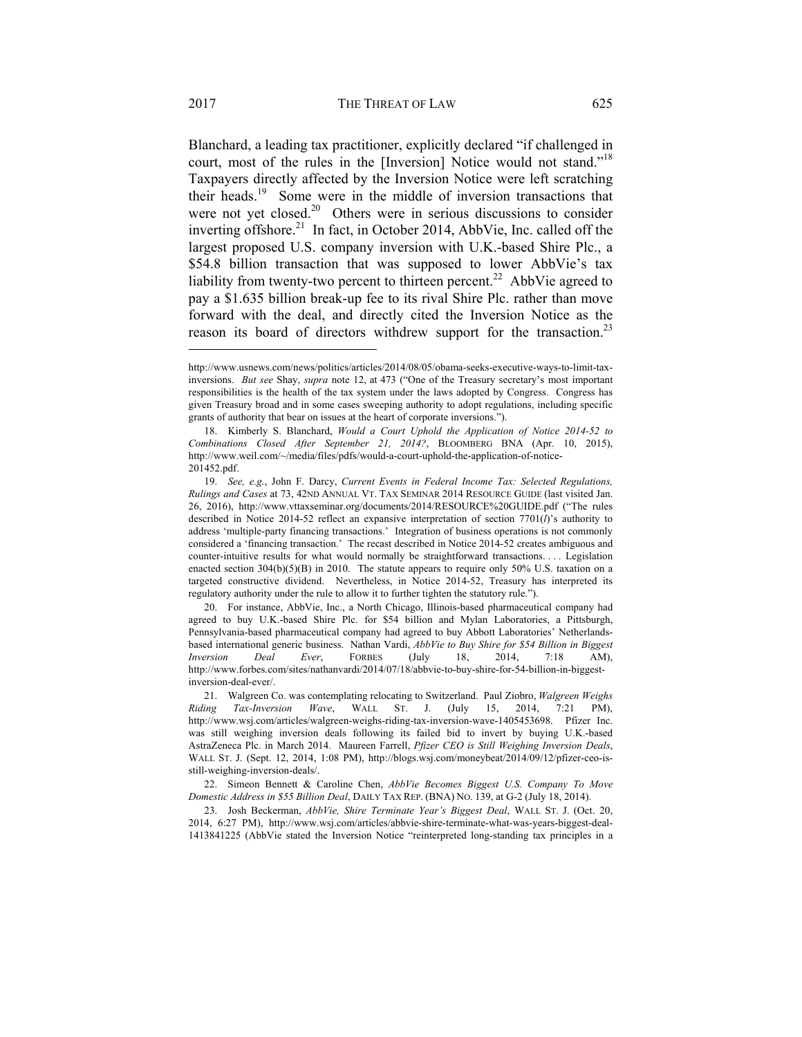Blanchard, a leading tax practitioner, explicitly declared "if challenged in court, most of the rules in the [Inversion] Notice would not stand."[18] Taxpayers directly affected by the Inversion Notice were left scratching their heads.[19] Some were in the middle of inversion transactions that were not yet closed.[20] Others were in serious discussions to consider inverting offshore.[21] In fact, in October 2014, AbbVie, Inc. called off the largest proposed U.S. company inversion with U.K.-based Shire Plc., a $54.8 billion transaction that was supposed to lower AbbVie's tax liability from twenty-two percent to thirteen percent.[22] AbbVie agreed to pay a $1.635 billion break-up fee to its rival Shire Plc. rather than move forward with the deal, and directly cited the Inversion Notice as the reason its board of directors withdrew support for the transaction.[23]

---

http://www.usnews.com/news/politics/articles/2014/08/05/obama-seeks-executive-ways-to-limit-tax-inversions. *But see* Shay, *supra* note 12, at 473 ("One of the Treasury secretary's most important responsibilities is the health of the tax system under the laws adopted by Congress. Congress has given Treasury broad and in some cases sweeping authority to adopt regulations, including specific grants of authority that bear on issues at the heart of corporate inversions.").

18. Kimberly S. Blanchard, *Would a Court Uphold the Application of Notice 2014-52 to Combinations Closed After September 21, 2014?*, BLOOMBERG BNA (Apr. 10, 2015), http://www.weil.com/~/media/files/pdfs/would-a-court-uphold-the-application-of-notice-201452.pdf.

19. *See, e.g.*, John F. Darcy, *Current Events in Federal Income Tax: Selected Regulations, Rulings and Cases* at 73, 42ND ANNUAL VT. TAX SEMINAR 2014 RESOURCE GUIDE (last visited Jan. 26, 2016), http://www.vttaxseminar.org/documents/2014/RESOURCE%20GUIDE.pdf ("The rules described in Notice 2014-52 reflect an expansive interpretation of section 7701(*l*)'s authority to address 'multiple-party financing transactions.' Integration of business operations is not commonly considered a 'financing transaction.' The recast described in Notice 2014-52 creates ambiguous and counter-intuitive results for what would normally be straightforward transactions. . . . Legislation enacted section 304(b)(5)(B) in 2010. The statute appears to require only 50% U.S. taxation on a targeted constructive dividend. Nevertheless, in Notice 2014-52, Treasury has interpreted its regulatory authority under the rule to allow it to further tighten the statutory rule.").

20. For instance, AbbVie, Inc., a North Chicago, Illinois-based pharmaceutical company had agreed to buy U.K.-based Shire Plc. for $54 billion and Mylan Laboratories, a Pittsburgh, Pennsylvania-based pharmaceutical company had agreed to buy Abbott Laboratories' Netherlands-based international generic business. Nathan Vardi, *AbbVie to Buy Shire for $54 Billion in Biggest Inversion Deal Ever*, FORBES (July 18, 2014, 7:18 AM), http://www.forbes.com/sites/nathanvardi/2014/07/18/abbvie-to-buy-shire-for-54-billion-in-biggest-inversion-deal-ever/.

21. Walgreen Co. was contemplating relocating to Switzerland. Paul Ziobro, *Walgreen Weighs Riding Tax-Inversion Wave*, WALL ST. J. (July 15, 2014, 7:21 PM), http://www.wsj.com/articles/walgreen-weighs-riding-tax-inversion-wave-1405453698. Pfizer Inc. was still weighing inversion deals following its failed bid to invert by buying U.K.-based AstraZeneca Plc. in March 2014. Maureen Farrell, *Pfizer CEO is Still Weighing Inversion Deals*, WALL ST. J. (Sept. 12, 2014, 1:08 PM), http://blogs.wsj.com/moneybeat/2014/09/12/pfizer-ceo-is-still-weighing-inversion-deals/.

22. Simeon Bennett & Caroline Chen, *AbbVie Becomes Biggest U.S. Company To Move Domestic Address in $55 Billion Deal*, DAILY TAX REP. (BNA) NO. 139, at G-2 (July 18, 2014).

23. Josh Beckerman, *AbbVie, Shire Terminate Year's Biggest Deal*, WALL ST. J. (Oct. 20, 2014, 6:27 PM), http://www.wsj.com/articles/abbvie-shire-terminate-what-was-years-biggest-deal-1413841225 (AbbVie stated the Inversion Notice "reinterpreted long-standing tax principles in a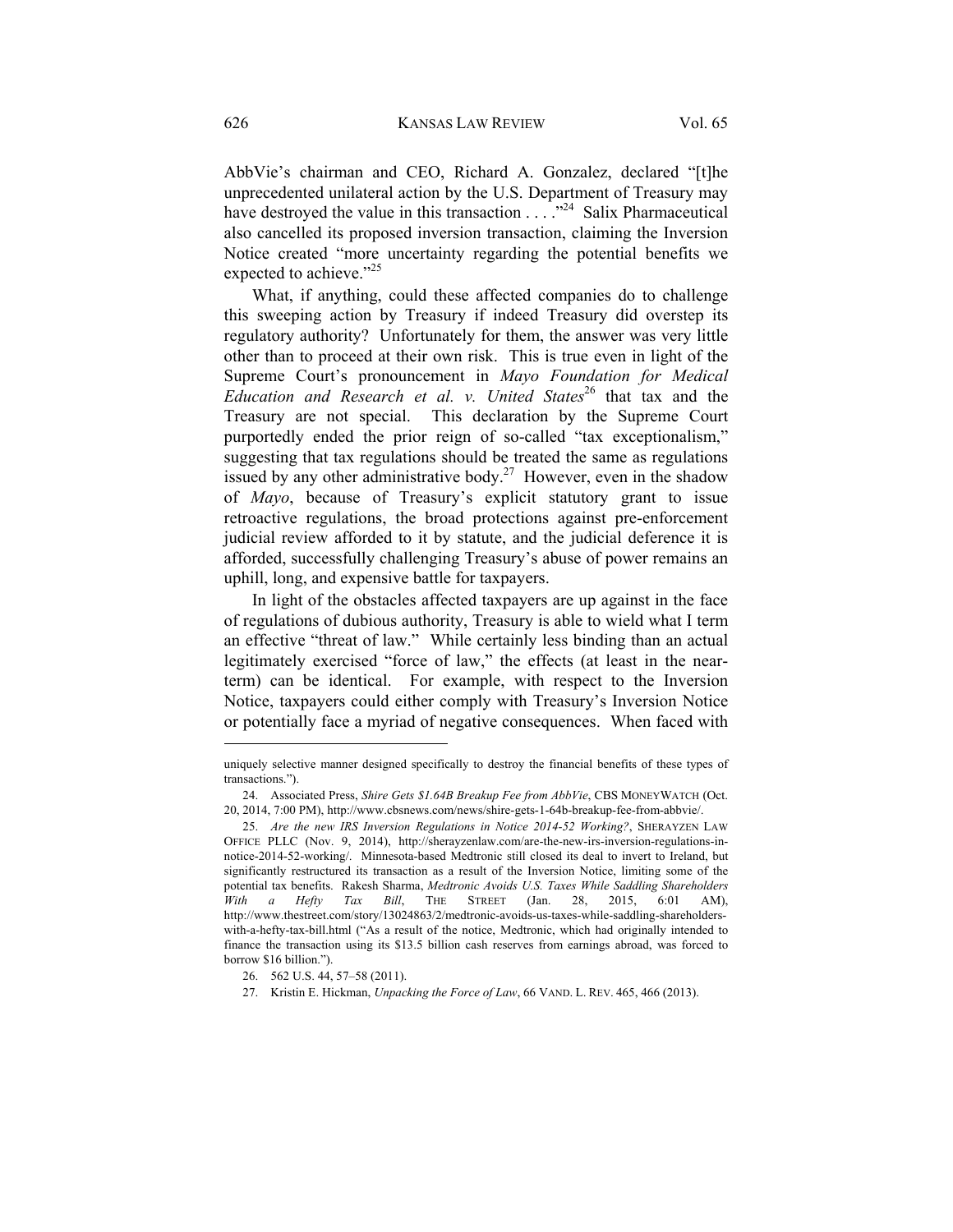AbbVie's chairman and CEO, Richard A. Gonzalez, declared "[t]he unprecedented unilateral action by the U.S. Department of Treasury may have destroyed the value in this transaction . . . ."[24] Salix Pharmaceutical also cancelled its proposed inversion transaction, claiming the Inversion Notice created "more uncertainty regarding the potential benefits we expected to achieve."[25]

What, if anything, could these affected companies do to challenge this sweeping action by Treasury if indeed Treasury did overstep its regulatory authority? Unfortunately for them, the answer was very little other than to proceed at their own risk. This is true even in light of the Supreme Court's pronouncement in *Mayo Foundation for Medical Education and Research et al. v. United States*[26] that tax and the Treasury are not special. This declaration by the Supreme Court purportedly ended the prior reign of so-called "tax exceptionalism," suggesting that tax regulations should be treated the same as regulations issued by any other administrative body.[27] However, even in the shadow of *Mayo*, because of Treasury's explicit statutory grant to issue retroactive regulations, the broad protections against pre-enforcement judicial review afforded to it by statute, and the judicial deference it is afforded, successfully challenging Treasury's abuse of power remains an uphill, long, and expensive battle for taxpayers.

In light of the obstacles affected taxpayers are up against in the face of regulations of dubious authority, Treasury is able to wield what I term an effective "threat of law." While certainly less binding than an actual legitimately exercised "force of law," the effects (at least in the near-term) can be identical. For example, with respect to the Inversion Notice, taxpayers could either comply with Treasury's Inversion Notice or potentially face a myriad of negative consequences. When faced with

---

uniquely selective manner designed specifically to destroy the financial benefits of these types of transactions.").

24. Associated Press, *Shire Gets $1.64B Breakup Fee from AbbVie*, CBS MONEYWATCH (Oct. 20, 2014, 7:00 PM), http://www.cbsnews.com/news/shire-gets-1-64b-breakup-fee-from-abbvie/.

25. *Are the new IRS Inversion Regulations in Notice 2014-52 Working?*, SHERAYZEN LAW OFFICE PLLC (Nov. 9, 2014), http://sherayzenlaw.com/are-the-new-irs-inversion-regulations-in-notice-2014-52-working/. Minnesota-based Medtronic still closed its deal to invert to Ireland, but significantly restructured its transaction as a result of the Inversion Notice, limiting some of the potential tax benefits. Rakesh Sharma, *Medtronic Avoids U.S. Taxes While Saddling Shareholders With a Hefty Tax Bill*, THE STREET (Jan. 28, 2015, 6:01 AM), http://www.thestreet.com/story/13024863/2/medtronic-avoids-us-taxes-while-saddling-shareholders-with-a-hefty-tax-bill.html ("As a result of the notice, Medtronic, which had originally intended to finance the transaction using its $13.5 billion cash reserves from earnings abroad, was forced to borrow $16 billion.").

26. 562 U.S. 44, 57–58 (2011).

27. Kristin E. Hickman, *Unpacking the Force of Law*, 66 VAND. L. REV. 465, 466 (2013).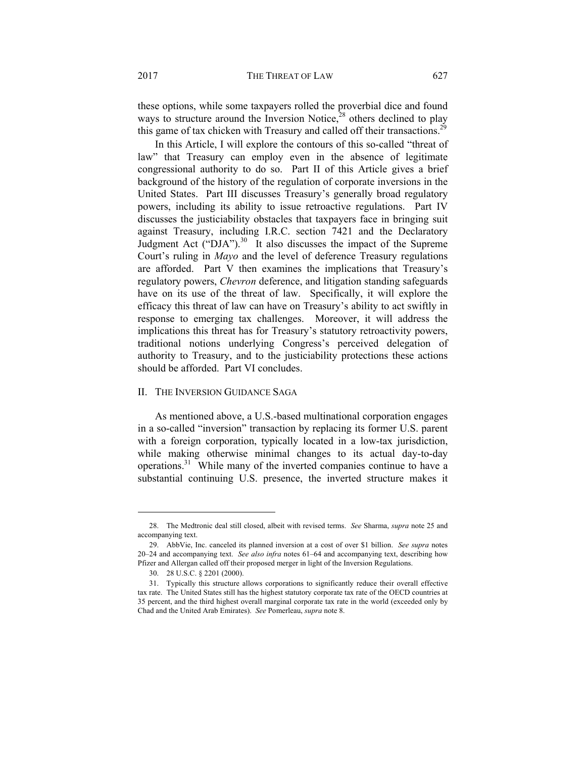these options, while some taxpayers rolled the proverbial dice and found ways to structure around the Inversion Notice,[28] others declined to play this game of tax chicken with Treasury and called off their transactions.[29]

In this Article, I will explore the contours of this so-called "threat of law" that Treasury can employ even in the absence of legitimate congressional authority to do so. Part II of this Article gives a brief background of the history of the regulation of corporate inversions in the United States. Part III discusses Treasury's generally broad regulatory powers, including its ability to issue retroactive regulations. Part IV discusses the justiciability obstacles that taxpayers face in bringing suit against Treasury, including I.R.C. section 7421 and the Declaratory Judgment Act ("DJA").[30] It also discusses the impact of the Supreme Court's ruling in *Mayo* and the level of deference Treasury regulations are afforded. Part V then examines the implications that Treasury's regulatory powers, *Chevron* deference, and litigation standing safeguards have on its use of the threat of law. Specifically, it will explore the efficacy this threat of law can have on Treasury's ability to act swiftly in response to emerging tax challenges. Moreover, it will address the implications this threat has for Treasury's statutory retroactivity powers, traditional notions underlying Congress's perceived delegation of authority to Treasury, and to the justiciability protections these actions should be afforded. Part VI concludes.

## II. The Inversion Guidance Saga

As mentioned above, a U.S.-based multinational corporation engages in a so-called "inversion" transaction by replacing its former U.S. parent with a foreign corporation, typically located in a low-tax jurisdiction, while making otherwise minimal changes to its actual day-to-day operations.[31] While many of the inverted companies continue to have a substantial continuing U.S. presence, the inverted structure makes it

---

28. The Medtronic deal still closed, albeit with revised terms. *See* Sharma, *supra* note 25 and accompanying text.

29. AbbVie, Inc. canceled its planned inversion at a cost of over $1 billion. *See supra* notes 20–24 and accompanying text. *See also infra* notes 61–64 and accompanying text, describing how Pfizer and Allergan called off their proposed merger in light of the Inversion Regulations.

30. 28 U.S.C. § 2201 (2000).

31. Typically this structure allows corporations to significantly reduce their overall effective tax rate. The United States still has the highest statutory corporate tax rate of the OECD countries at 35 percent, and the third highest overall marginal corporate tax rate in the world (exceeded only by Chad and the United Arab Emirates). *See* Pomerleau, *supra* note 8.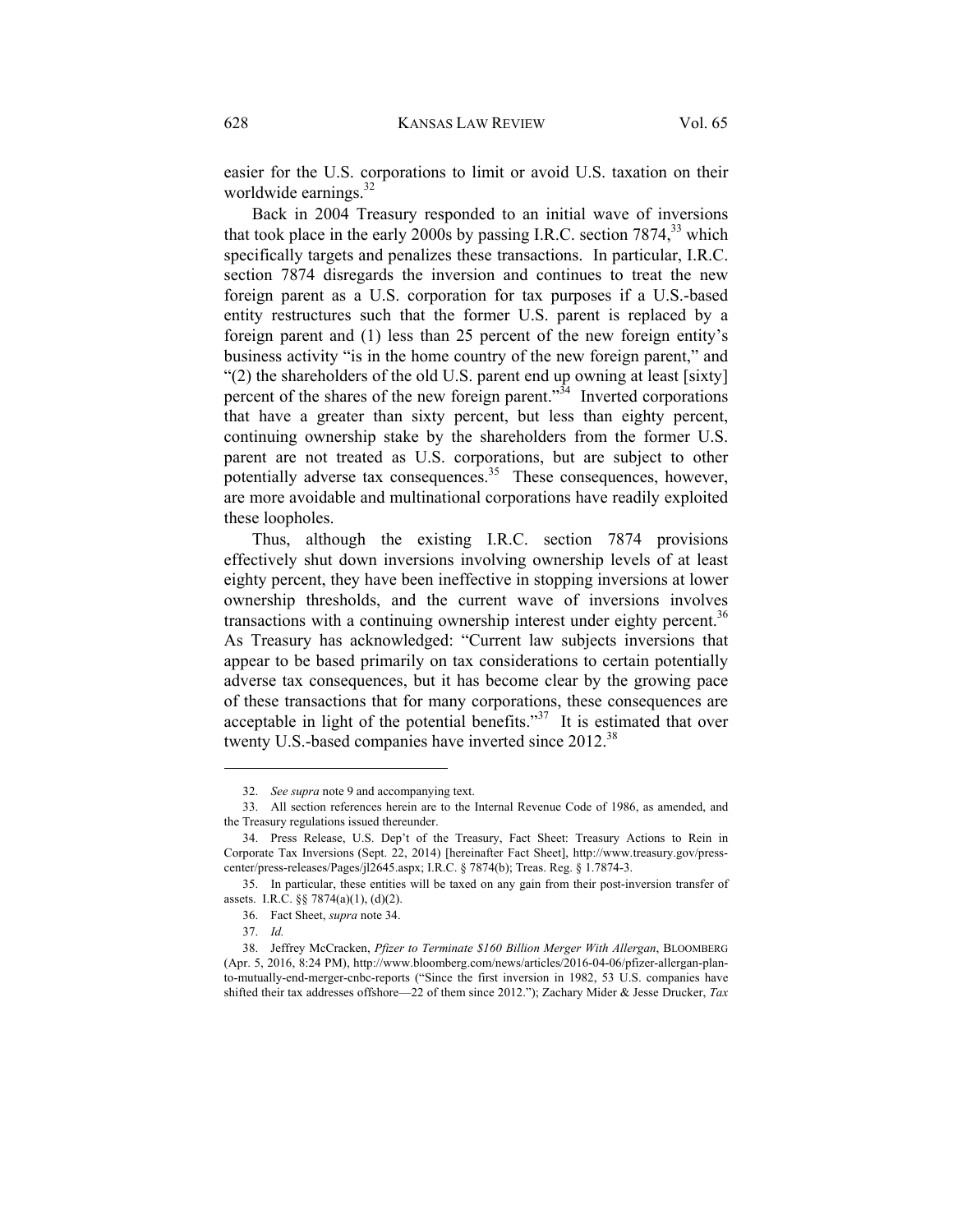easier for the U.S. corporations to limit or avoid U.S. taxation on their worldwide earnings.[32]

Back in 2004 Treasury responded to an initial wave of inversions that took place in the early 2000s by passing I.R.C. section 7874,[33] which specifically targets and penalizes these transactions. In particular, I.R.C. section 7874 disregards the inversion and continues to treat the new foreign parent as a U.S. corporation for tax purposes if a U.S.-based entity restructures such that the former U.S. parent is replaced by a foreign parent and (1) less than 25 percent of the new foreign entity's business activity "is in the home country of the new foreign parent," and "(2) the shareholders of the old U.S. parent end up owning at least [sixty] percent of the shares of the new foreign parent."[34] Inverted corporations that have a greater than sixty percent, but less than eighty percent, continuing ownership stake by the shareholders from the former U.S. parent are not treated as U.S. corporations, but are subject to other potentially adverse tax consequences.[35] These consequences, however, are more avoidable and multinational corporations have readily exploited these loopholes.

Thus, although the existing I.R.C. section 7874 provisions effectively shut down inversions involving ownership levels of at least eighty percent, they have been ineffective in stopping inversions at lower ownership thresholds, and the current wave of inversions involves transactions with a continuing ownership interest under eighty percent.[36] As Treasury has acknowledged: "Current law subjects inversions that appear to be based primarily on tax considerations to certain potentially adverse tax consequences, but it has become clear by the growing pace of these transactions that for many corporations, these consequences are acceptable in light of the potential benefits."[37] It is estimated that over twenty U.S.-based companies have inverted since 2012.[38]

---

32. *See supra* note 9 and accompanying text.

33. All section references herein are to the Internal Revenue Code of 1986, as amended, and the Treasury regulations issued thereunder.

34. Press Release, U.S. Dep't of the Treasury, Fact Sheet: Treasury Actions to Rein in Corporate Tax Inversions (Sept. 22, 2014) [hereinafter Fact Sheet], http://www.treasury.gov/press-center/press-releases/Pages/jl2645.aspx; I.R.C. § 7874(b); Treas. Reg. § 1.7874-3.

35. In particular, these entities will be taxed on any gain from their post-inversion transfer of assets. I.R.C. §§ 7874(a)(1), (d)(2).

36. Fact Sheet, *supra* note 34.

37. *Id.*

38. Jeffrey McCracken, *Pfizer to Terminate $160 Billion Merger With Allergan*, BLOOMBERG (Apr. 5, 2016, 8:24 PM), http://www.bloomberg.com/news/articles/2016-04-06/pfizer-allergan-plan-to-mutually-end-merger-cnbc-reports ("Since the first inversion in 1982, 53 U.S. companies have shifted their tax addresses offshore—22 of them since 2012."); Zachary Mider & Jesse Drucker, *Tax*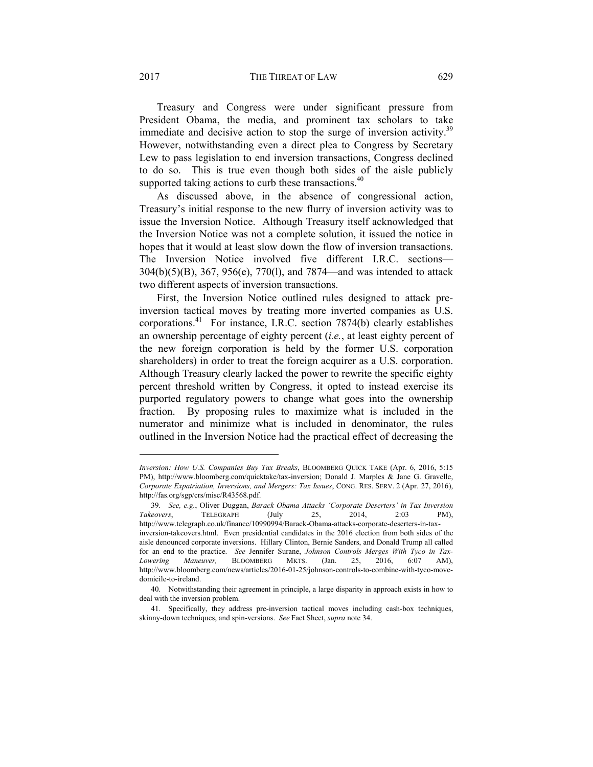Treasury and Congress were under significant pressure from President Obama, the media, and prominent tax scholars to take immediate and decisive action to stop the surge of inversion activity.[39] However, notwithstanding even a direct plea to Congress by Secretary Lew to pass legislation to end inversion transactions, Congress declined to do so. This is true even though both sides of the aisle publicly supported taking actions to curb these transactions.[40]

As discussed above, in the absence of congressional action, Treasury's initial response to the new flurry of inversion activity was to issue the Inversion Notice. Although Treasury itself acknowledged that the Inversion Notice was not a complete solution, it issued the notice in hopes that it would at least slow down the flow of inversion transactions. The Inversion Notice involved five different I.R.C. sections—304(b)(5)(B), 367, 956(e), 770(l), and 7874—and was intended to attack two different aspects of inversion transactions.

First, the Inversion Notice outlined rules designed to attack pre-inversion tactical moves by treating more inverted companies as U.S. corporations.[41] For instance, I.R.C. section 7874(b) clearly establishes an ownership percentage of eighty percent (*i.e.*, at least eighty percent of the new foreign corporation is held by the former U.S. corporation shareholders) in order to treat the foreign acquirer as a U.S. corporation. Although Treasury clearly lacked the power to rewrite the specific eighty percent threshold written by Congress, it opted to instead exercise its purported regulatory powers to change what goes into the ownership fraction. By proposing rules to maximize what is included in the numerator and minimize what is included in denominator, the rules outlined in the Inversion Notice had the practical effect of decreasing the

---

*Inversion: How U.S. Companies Buy Tax Breaks*, BLOOMBERG QUICK TAKE (Apr. 6, 2016, 5:15 PM), http://www.bloomberg.com/quicktake/tax-inversion; Donald J. Marples & Jane G. Gravelle, *Corporate Expatriation, Inversions, and Mergers: Tax Issues*, CONG. RES. SERV. 2 (Apr. 27, 2016), http://fas.org/sgp/crs/misc/R43568.pdf.

39. *See, e.g.*, Oliver Duggan, *Barack Obama Attacks 'Corporate Deserters' in Tax Inversion Takeovers*, TELEGRAPH (July 25, 2014, 2:03 PM), http://www.telegraph.co.uk/finance/10990994/Barack-Obama-attacks-corporate-deserters-in-tax-inversion-takeovers.html. Even presidential candidates in the 2016 election from both sides of the aisle denounced corporate inversions. Hillary Clinton, Bernie Sanders, and Donald Trump all called for an end to the practice. *See* Jennifer Surane, *Johnson Controls Merges With Tyco in Tax-Lowering Maneuver,* BLOOMBERG MKTS. (Jan. 25, 2016, 6:07 AM), http://www.bloomberg.com/news/articles/2016-01-25/johnson-controls-to-combine-with-tyco-move-domicile-to-ireland.

40. Notwithstanding their agreement in principle, a large disparity in approach exists in how to deal with the inversion problem.

41. Specifically, they address pre-inversion tactical moves including cash-box techniques, skinny-down techniques, and spin-versions. *See* Fact Sheet, *supra* note 34.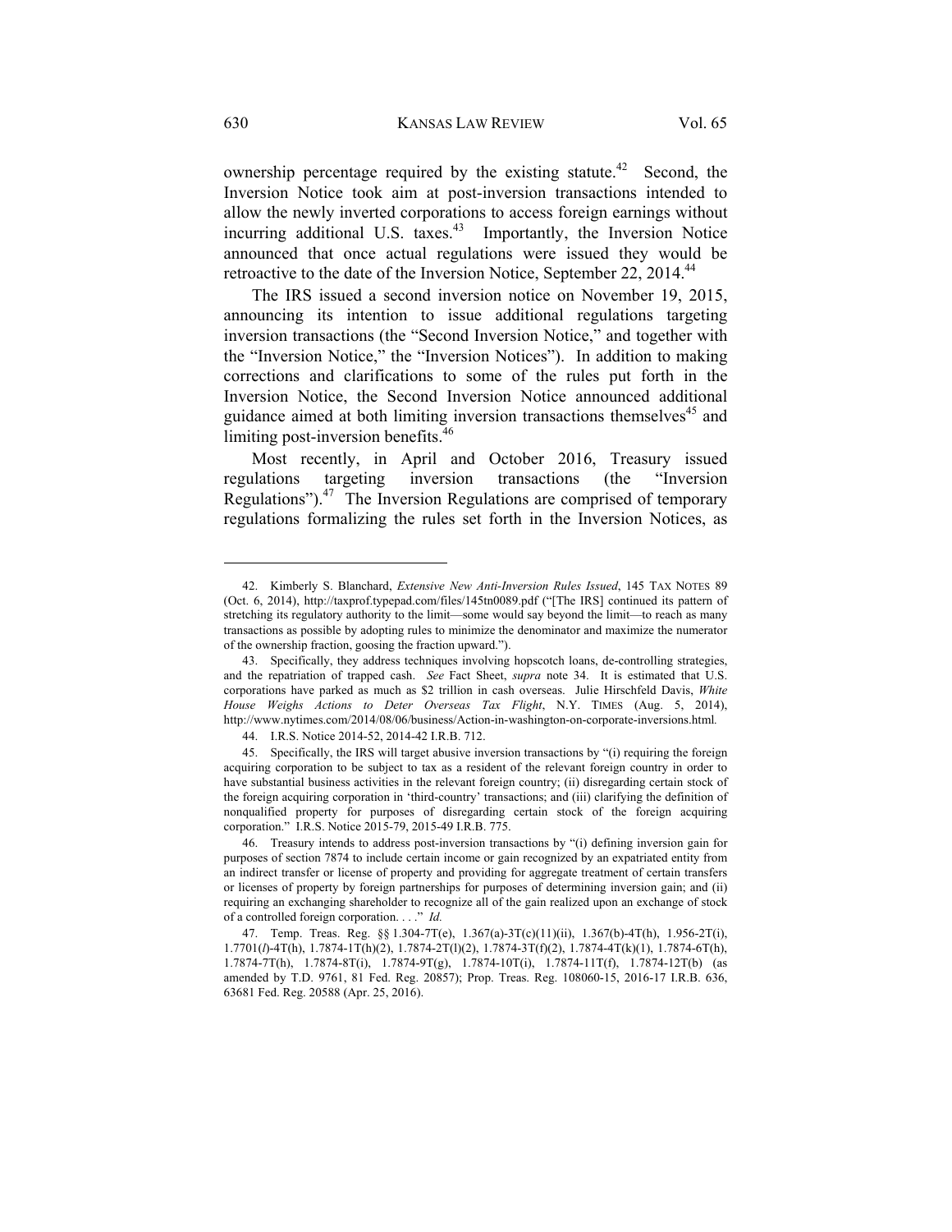ownership percentage required by the existing statute.[42] Second, the Inversion Notice took aim at post-inversion transactions intended to allow the newly inverted corporations to access foreign earnings without incurring additional U.S. taxes.[43] Importantly, the Inversion Notice announced that once actual regulations were issued they would be retroactive to the date of the Inversion Notice, September 22, 2014.[44]

The IRS issued a second inversion notice on November 19, 2015, announcing its intention to issue additional regulations targeting inversion transactions (the "Second Inversion Notice," and together with the "Inversion Notice," the "Inversion Notices"). In addition to making corrections and clarifications to some of the rules put forth in the Inversion Notice, the Second Inversion Notice announced additional guidance aimed at both limiting inversion transactions themselves[45] and limiting post-inversion benefits.[46]

Most recently, in April and October 2016, Treasury issued regulations targeting inversion transactions (the "Inversion Regulations").[47] The Inversion Regulations are comprised of temporary regulations formalizing the rules set forth in the Inversion Notices, as

---

42. Kimberly S. Blanchard, *Extensive New Anti-Inversion Rules Issued*, 145 TAX NOTES 89 (Oct. 6, 2014), http://taxprof.typepad.com/files/145tn0089.pdf ("[The IRS] continued its pattern of stretching its regulatory authority to the limit—some would say beyond the limit—to reach as many transactions as possible by adopting rules to minimize the denominator and maximize the numerator of the ownership fraction, goosing the fraction upward.").

43. Specifically, they address techniques involving hopscotch loans, de-controlling strategies, and the repatriation of trapped cash. *See* Fact Sheet, *supra* note 34. It is estimated that U.S. corporations have parked as much as $2 trillion in cash overseas. Julie Hirschfeld Davis, *White House Weighs Actions to Deter Overseas Tax Flight*, N.Y. TIMES (Aug. 5, 2014), http://www.nytimes.com/2014/08/06/business/Action-in-washington-on-corporate-inversions.html.

44. I.R.S. Notice 2014-52, 2014-42 I.R.B. 712.

45. Specifically, the IRS will target abusive inversion transactions by "(i) requiring the foreign acquiring corporation to be subject to tax as a resident of the relevant foreign country in order to have substantial business activities in the relevant foreign country; (ii) disregarding certain stock of the foreign acquiring corporation in 'third-country' transactions; and (iii) clarifying the definition of nonqualified property for purposes of disregarding certain stock of the foreign acquiring corporation." I.R.S. Notice 2015-79, 2015-49 I.R.B. 775.

46. Treasury intends to address post-inversion transactions by "(i) defining inversion gain for purposes of section 7874 to include certain income or gain recognized by an expatriated entity from an indirect transfer or license of property and providing for aggregate treatment of certain transfers or licenses of property by foreign partnerships for purposes of determining inversion gain; and (ii) requiring an exchanging shareholder to recognize all of the gain realized upon an exchange of stock of a controlled foreign corporation. . . ." *Id.*

47. Temp. Treas. Reg. §§ 1.304-7T(e), 1.367(a)-3T(c)(11)(ii), 1.367(b)-4T(h), 1.956-2T(i), 1.7701(*l*)-4T(h), 1.7874-1T(h)(2), 1.7874-2T(l)(2), 1.7874-3T(f)(2), 1.7874-4T(k)(1), 1.7874-6T(h), 1.7874-7T(h), 1.7874-8T(i), 1.7874-9T(g), 1.7874-10T(i), 1.7874-11T(f), 1.7874-12T(b) (as amended by T.D. 9761, 81 Fed. Reg. 20857); Prop. Treas. Reg. 108060-15, 2016-17 I.R.B. 636, 63681 Fed. Reg. 20588 (Apr. 25, 2016).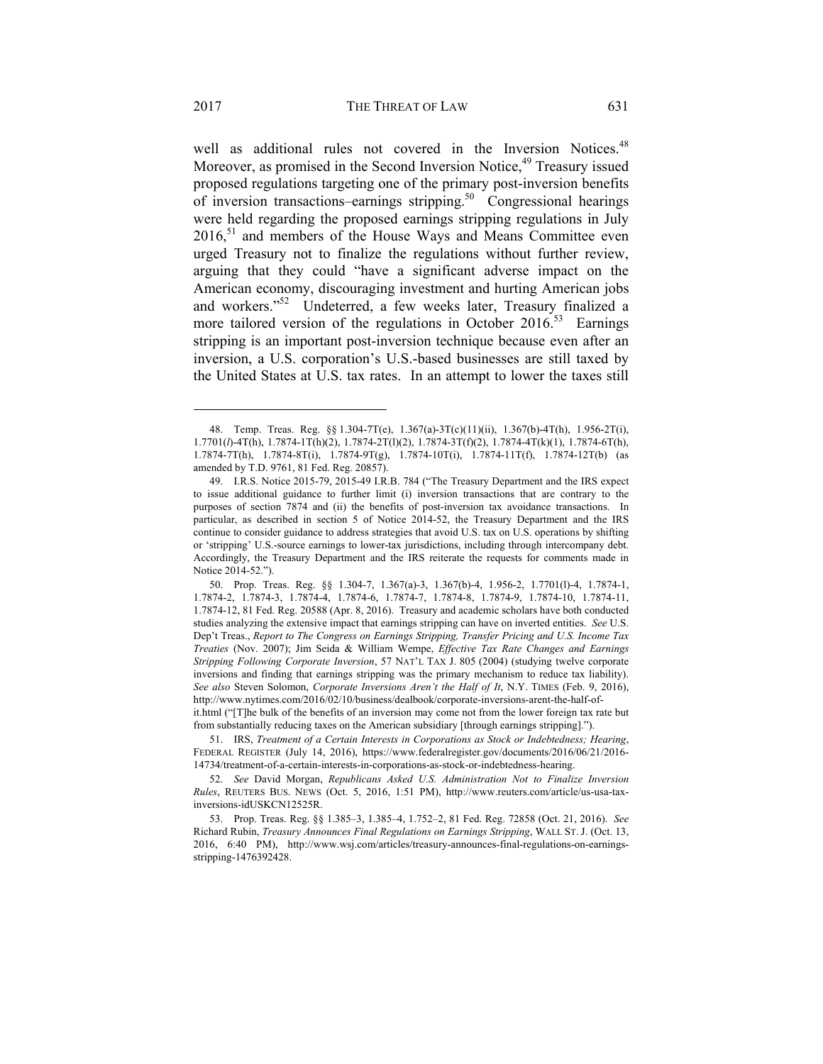well as additional rules not covered in the Inversion Notices.[48] Moreover, as promised in the Second Inversion Notice,[49] Treasury issued proposed regulations targeting one of the primary post-inversion benefits of inversion transactions–earnings stripping.[50] Congressional hearings were held regarding the proposed earnings stripping regulations in July 2016,[51] and members of the House Ways and Means Committee even urged Treasury not to finalize the regulations without further review, arguing that they could "have a significant adverse impact on the American economy, discouraging investment and hurting American jobs and workers."[52] Undeterred, a few weeks later, Treasury finalized a more tailored version of the regulations in October 2016.[53] Earnings stripping is an important post-inversion technique because even after an inversion, a U.S. corporation's U.S.-based businesses are still taxed by the United States at U.S. tax rates. In an attempt to lower the taxes still

---

48. Temp. Treas. Reg. §§ 1.304-7T(e), 1.367(a)-3T(c)(11)(ii), 1.367(b)-4T(h), 1.956-2T(i), 1.7701(*l*)-4T(h), 1.7874-1T(h)(2), 1.7874-2T(l)(2), 1.7874-3T(f)(2), 1.7874-4T(k)(1), 1.7874-6T(h), 1.7874-7T(h), 1.7874-8T(i), 1.7874-9T(g), 1.7874-10T(i), 1.7874-11T(f), 1.7874-12T(b) (as amended by T.D. 9761, 81 Fed. Reg. 20857).

49. I.R.S. Notice 2015-79, 2015-49 I.R.B. 784 ("The Treasury Department and the IRS expect to issue additional guidance to further limit (i) inversion transactions that are contrary to the purposes of section 7874 and (ii) the benefits of post-inversion tax avoidance transactions. In particular, as described in section 5 of Notice 2014-52, the Treasury Department and the IRS continue to consider guidance to address strategies that avoid U.S. tax on U.S. operations by shifting or 'stripping' U.S.-source earnings to lower-tax jurisdictions, including through intercompany debt. Accordingly, the Treasury Department and the IRS reiterate the requests for comments made in Notice 2014-52.").

50. Prop. Treas. Reg. §§ 1.304-7, 1.367(a)-3, 1.367(b)-4, 1.956-2, 1.7701(l)-4, 1.7874-1, 1.7874-2, 1.7874-3, 1.7874-4, 1.7874-6, 1.7874-7, 1.7874-8, 1.7874-9, 1.7874-10, 1.7874-11, 1.7874-12, 81 Fed. Reg. 20588 (Apr. 8, 2016). Treasury and academic scholars have both conducted studies analyzing the extensive impact that earnings stripping can have on inverted entities. *See* U.S. Dep't Treas., *Report to The Congress on Earnings Stripping, Transfer Pricing and U.S. Income Tax Treaties* (Nov. 2007); Jim Seida & William Wempe, *Effective Tax Rate Changes and Earnings Stripping Following Corporate Inversion*, 57 NAT'L TAX J. 805 (2004) (studying twelve corporate inversions and finding that earnings stripping was the primary mechanism to reduce tax liability). *See also* Steven Solomon, *Corporate Inversions Aren't the Half of It*, N.Y. TIMES (Feb. 9, 2016), http://www.nytimes.com/2016/02/10/business/dealbook/corporate-inversions-arent-the-half-of-it.html ("[T]he bulk of the benefits of an inversion may come not from the lower foreign tax rate but from substantially reducing taxes on the American subsidiary [through earnings stripping].").

51. IRS, *Treatment of a Certain Interests in Corporations as Stock or Indebtedness; Hearing*, FEDERAL REGISTER (July 14, 2016), https://www.federalregister.gov/documents/2016/06/21/2016-14734/treatment-of-a-certain-interests-in-corporations-as-stock-or-indebtedness-hearing.

52. *See* David Morgan, *Republicans Asked U.S. Administration Not to Finalize Inversion Rules*, REUTERS BUS. NEWS (Oct. 5, 2016, 1:51 PM), http://www.reuters.com/article/us-usa-tax-inversions-idUSKCN12525R.

53. Prop. Treas. Reg. §§ 1.385–3, 1.385–4, 1.752–2, 81 Fed. Reg. 72858 (Oct. 21, 2016). *See* Richard Rubin, *Treasury Announces Final Regulations on Earnings Stripping*, WALL ST. J. (Oct. 13, 2016, 6:40 PM), http://www.wsj.com/articles/treasury-announces-final-regulations-on-earnings-stripping-1476392428.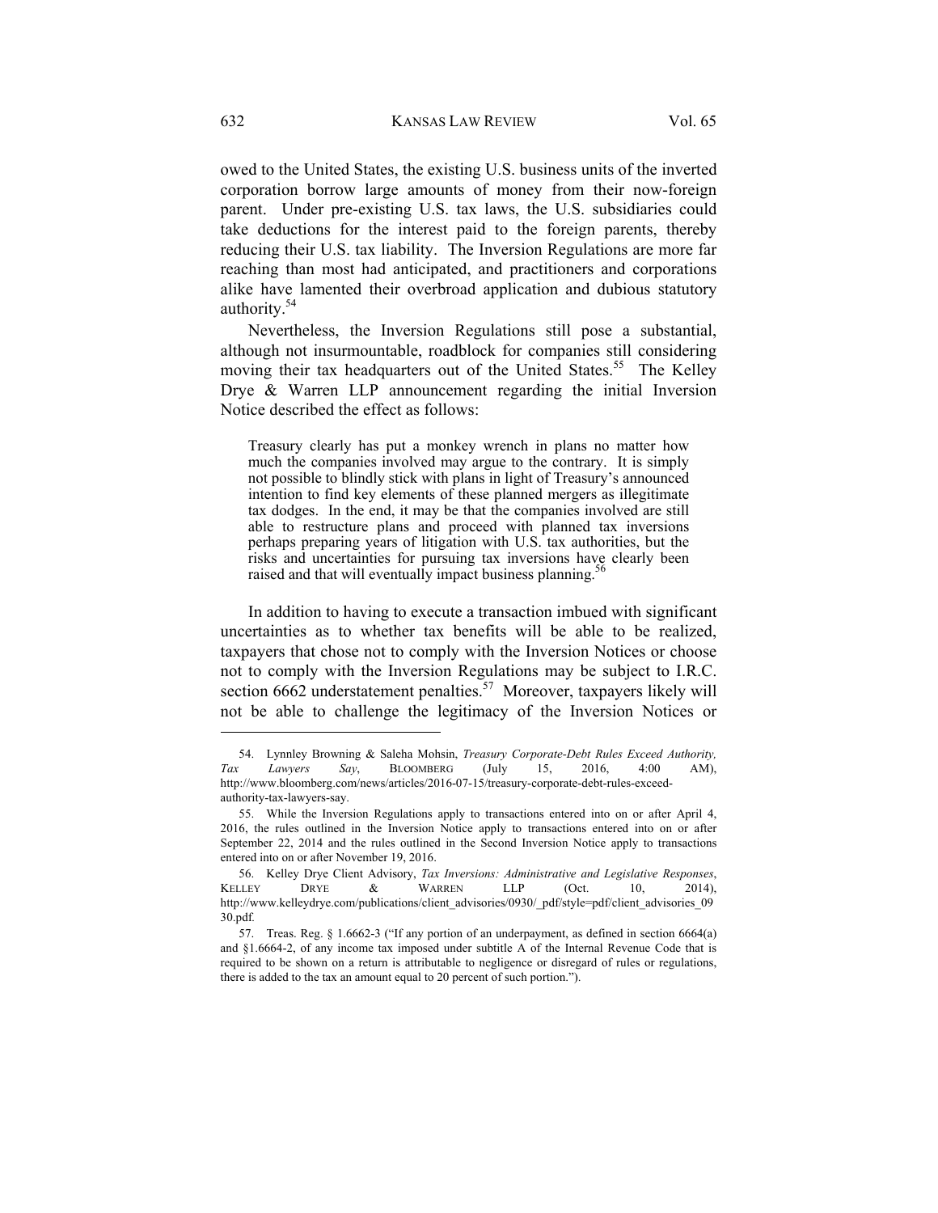owed to the United States, the existing U.S. business units of the inverted corporation borrow large amounts of money from their now-foreign parent. Under pre-existing U.S. tax laws, the U.S. subsidiaries could take deductions for the interest paid to the foreign parents, thereby reducing their U.S. tax liability. The Inversion Regulations are more far reaching than most had anticipated, and practitioners and corporations alike have lamented their overbroad application and dubious statutory authority.[54]

Nevertheless, the Inversion Regulations still pose a substantial, although not insurmountable, roadblock for companies still considering moving their tax headquarters out of the United States.[55] The Kelley Drye & Warren LLP announcement regarding the initial Inversion Notice described the effect as follows:

> Treasury clearly has put a monkey wrench in plans no matter how much the companies involved may argue to the contrary. It is simply not possible to blindly stick with plans in light of Treasury's announced intention to find key elements of these planned mergers as illegitimate tax dodges. In the end, it may be that the companies involved are still able to restructure plans and proceed with planned tax inversions perhaps preparing years of litigation with U.S. tax authorities, but the risks and uncertainties for pursuing tax inversions have clearly been raised and that will eventually impact business planning.[56]

In addition to having to execute a transaction imbued with significant uncertainties as to whether tax benefits will be able to be realized, taxpayers that chose not to comply with the Inversion Notices or choose not to comply with the Inversion Regulations may be subject to I.R.C. section 6662 understatement penalties.[57] Moreover, taxpayers likely will not be able to challenge the legitimacy of the Inversion Notices or

---

54. Lynnley Browning & Saleha Mohsin, *Treasury Corporate-Debt Rules Exceed Authority, Tax Lawyers Say*, BLOOMBERG (July 15, 2016, 4:00 AM), http://www.bloomberg.com/news/articles/2016-07-15/treasury-corporate-debt-rules-exceed-authority-tax-lawyers-say.

55. While the Inversion Regulations apply to transactions entered into on or after April 4, 2016, the rules outlined in the Inversion Notice apply to transactions entered into on or after September 22, 2014 and the rules outlined in the Second Inversion Notice apply to transactions entered into on or after November 19, 2016.

56. Kelley Drye Client Advisory, *Tax Inversions: Administrative and Legislative Responses*, KELLEY DRYE & WARREN LLP (Oct. 10, 2014), http://www.kelleydrye.com/publications/client_advisories/0930/_pdf/style=pdf/client_advisories_0930.pdf.

57. Treas. Reg. § 1.6662-3 ("If any portion of an underpayment, as defined in section 6664(a) and §1.6664-2, of any income tax imposed under subtitle A of the Internal Revenue Code that is required to be shown on a return is attributable to negligence or disregard of rules or regulations, there is added to the tax an amount equal to 20 percent of such portion.").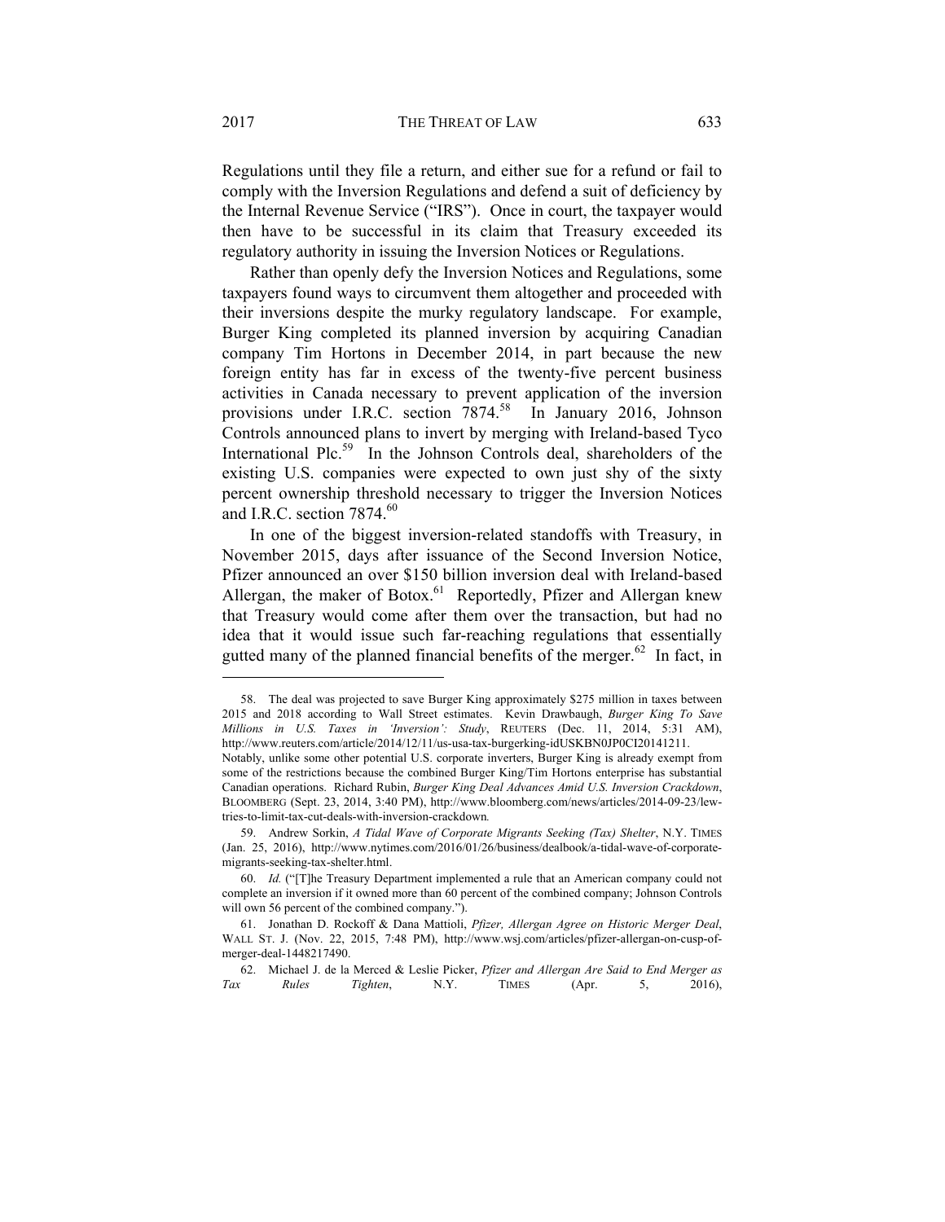Regulations until they file a return, and either sue for a refund or fail to comply with the Inversion Regulations and defend a suit of deficiency by the Internal Revenue Service ("IRS"). Once in court, the taxpayer would then have to be successful in its claim that Treasury exceeded its regulatory authority in issuing the Inversion Notices or Regulations.

Rather than openly defy the Inversion Notices and Regulations, some taxpayers found ways to circumvent them altogether and proceeded with their inversions despite the murky regulatory landscape. For example, Burger King completed its planned inversion by acquiring Canadian company Tim Hortons in December 2014, in part because the new foreign entity has far in excess of the twenty-five percent business activities in Canada necessary to prevent application of the inversion provisions under I.R.C. section 7874.[58] In January 2016, Johnson Controls announced plans to invert by merging with Ireland-based Tyco International Plc.[59] In the Johnson Controls deal, shareholders of the existing U.S. companies were expected to own just shy of the sixty percent ownership threshold necessary to trigger the Inversion Notices and I.R.C. section 7874.[60]

In one of the biggest inversion-related standoffs with Treasury, in November 2015, days after issuance of the Second Inversion Notice, Pfizer announced an over $150 billion inversion deal with Ireland-based Allergan, the maker of Botox.[61] Reportedly, Pfizer and Allergan knew that Treasury would come after them over the transaction, but had no idea that it would issue such far-reaching regulations that essentially gutted many of the planned financial benefits of the merger.[62] In fact, in

---

58. The deal was projected to save Burger King approximately $275 million in taxes between 2015 and 2018 according to Wall Street estimates. Kevin Drawbaugh, *Burger King To Save Millions in U.S. Taxes in 'Inversion': Study*, REUTERS (Dec. 11, 2014, 5:31 AM), http://www.reuters.com/article/2014/12/11/us-usa-tax-burgerking-idUSKBN0JP0CI20141211. Notably, unlike some other potential U.S. corporate inverters, Burger King is already exempt from some of the restrictions because the combined Burger King/Tim Hortons enterprise has substantial Canadian operations. Richard Rubin, *Burger King Deal Advances Amid U.S. Inversion Crackdown*, BLOOMBERG (Sept. 23, 2014, 3:40 PM), http://www.bloomberg.com/news/articles/2014-09-23/lew-tries-to-limit-tax-cut-deals-with-inversion-crackdown.

59. Andrew Sorkin, *A Tidal Wave of Corporate Migrants Seeking (Tax) Shelter*, N.Y. TIMES (Jan. 25, 2016), http://www.nytimes.com/2016/01/26/business/dealbook/a-tidal-wave-of-corporate-migrants-seeking-tax-shelter.html.

60. *Id.* ("[T]he Treasury Department implemented a rule that an American company could not complete an inversion if it owned more than 60 percent of the combined company; Johnson Controls will own 56 percent of the combined company.").

61. Jonathan D. Rockoff & Dana Mattioli, *Pfizer, Allergan Agree on Historic Merger Deal*, WALL ST. J. (Nov. 22, 2015, 7:48 PM), http://www.wsj.com/articles/pfizer-allergan-on-cusp-of-merger-deal-1448217490.

62. Michael J. de la Merced & Leslie Picker, *Pfizer and Allergan Are Said to End Merger as Tax Rules Tighten*, N.Y. TIMES (Apr. 5, 2016),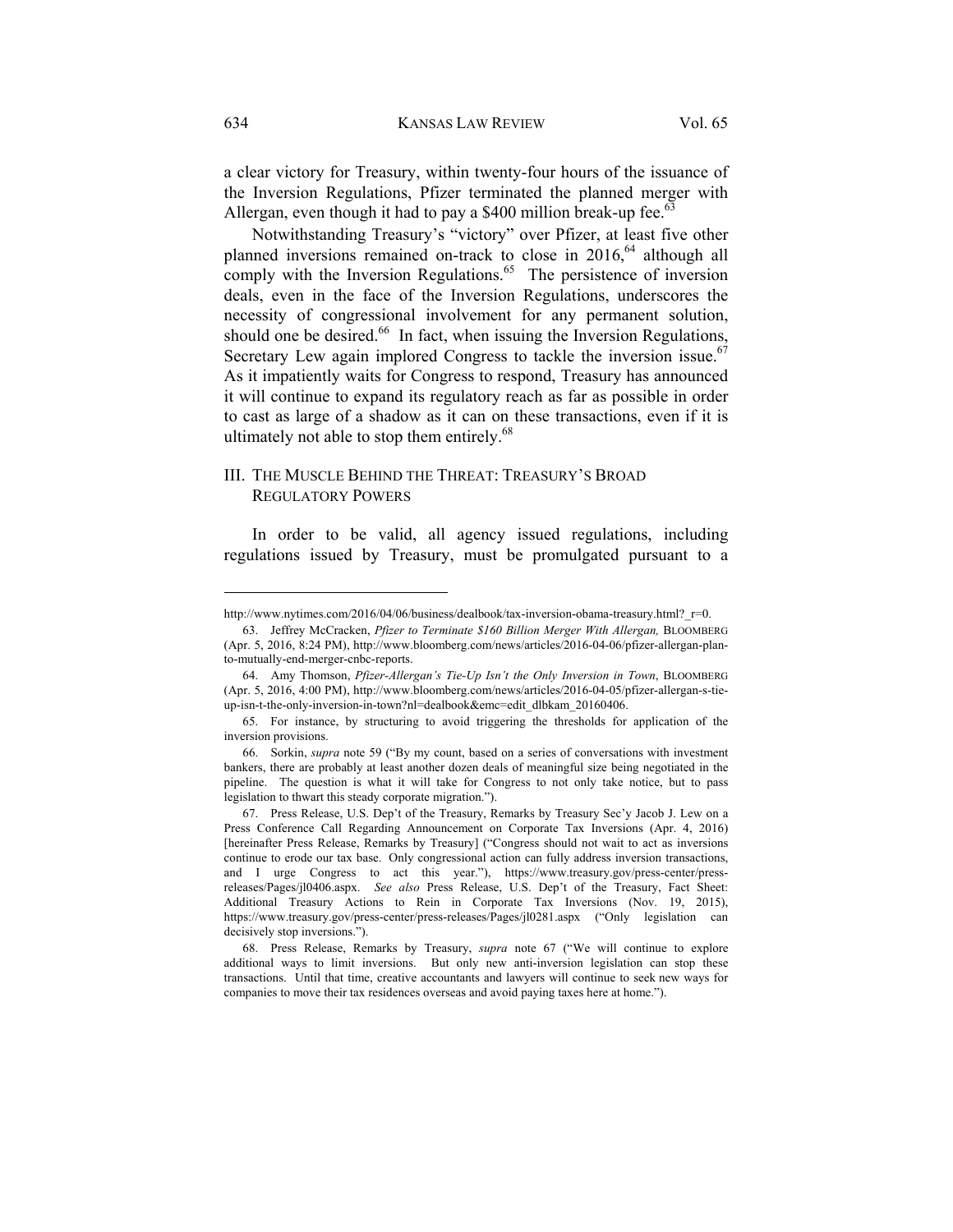a clear victory for Treasury, within twenty-four hours of the issuance of the Inversion Regulations, Pfizer terminated the planned merger with Allergan, even though it had to pay a $400 million break-up fee.[63]

Notwithstanding Treasury's "victory" over Pfizer, at least five other planned inversions remained on-track to close in 2016,[64] although all comply with the Inversion Regulations.[65] The persistence of inversion deals, even in the face of the Inversion Regulations, underscores the necessity of congressional involvement for any permanent solution, should one be desired.[66] In fact, when issuing the Inversion Regulations, Secretary Lew again implored Congress to tackle the inversion issue.[67] As it impatiently waits for Congress to respond, Treasury has announced it will continue to expand its regulatory reach as far as possible in order to cast as large of a shadow as it can on these transactions, even if it is ultimately not able to stop them entirely.[68]

## III. THE MUSCLE BEHIND THE THREAT: TREASURY'S BROAD REGULATORY POWERS

In order to be valid, all agency issued regulations, including regulations issued by Treasury, must be promulgated pursuant to a

---

http://www.nytimes.com/2016/04/06/business/dealbook/tax-inversion-obama-treasury.html?_r=0.

63. Jeffrey McCracken, *Pfizer to Terminate $160 Billion Merger With Allergan,* BLOOMBERG (Apr. 5, 2016, 8:24 PM), http://www.bloomberg.com/news/articles/2016-04-06/pfizer-allergan-plan-to-mutually-end-merger-cnbc-reports.

64. Amy Thomson, *Pfizer-Allergan's Tie-Up Isn't the Only Inversion in Town*, BLOOMBERG (Apr. 5, 2016, 4:00 PM), http://www.bloomberg.com/news/articles/2016-04-05/pfizer-allergan-s-tie-up-isn-t-the-only-inversion-in-town?nl=dealbook&emc=edit_dlbkam_20160406.

65. For instance, by structuring to avoid triggering the thresholds for application of the inversion provisions.

66. Sorkin, *supra* note 59 ("By my count, based on a series of conversations with investment bankers, there are probably at least another dozen deals of meaningful size being negotiated in the pipeline. The question is what it will take for Congress to not only take notice, but to pass legislation to thwart this steady corporate migration.").

67. Press Release, U.S. Dep't of the Treasury, Remarks by Treasury Sec'y Jacob J. Lew on a Press Conference Call Regarding Announcement on Corporate Tax Inversions (Apr. 4, 2016) [hereinafter Press Release, Remarks by Treasury] ("Congress should not wait to act as inversions continue to erode our tax base. Only congressional action can fully address inversion transactions, and I urge Congress to act this year."), https://www.treasury.gov/press-center/press-releases/Pages/jl0406.aspx. *See also* Press Release, U.S. Dep't of the Treasury, Fact Sheet: Additional Treasury Actions to Rein in Corporate Tax Inversions (Nov. 19, 2015), https://www.treasury.gov/press-center/press-releases/Pages/jl0281.aspx ("Only legislation can decisively stop inversions.").

68. Press Release, Remarks by Treasury, *supra* note 67 ("We will continue to explore additional ways to limit inversions. But only new anti-inversion legislation can stop these transactions. Until that time, creative accountants and lawyers will continue to seek new ways for companies to move their tax residences overseas and avoid paying taxes here at home.").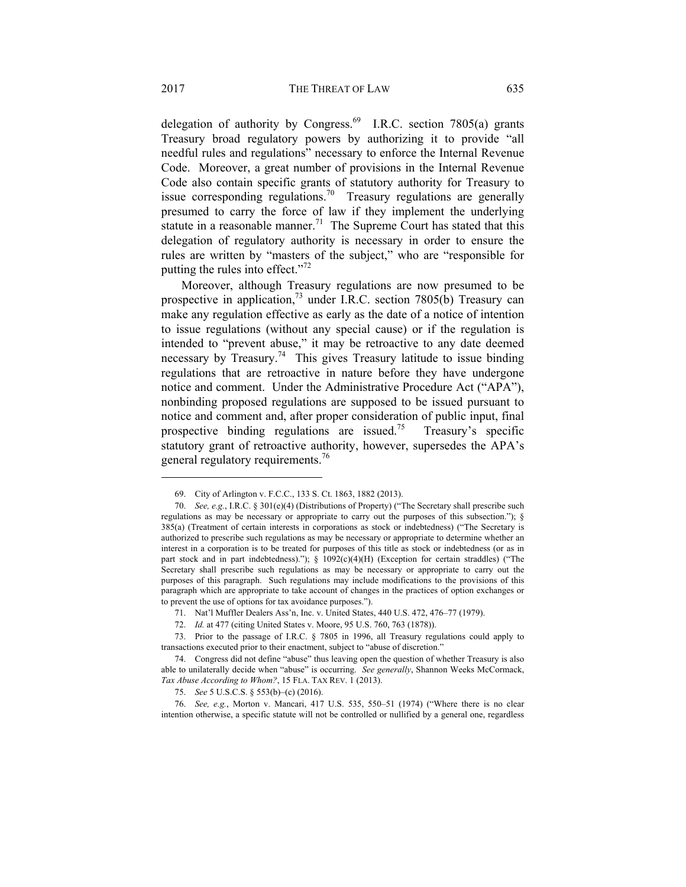delegation of authority by Congress.[69] I.R.C. section 7805(a) grants Treasury broad regulatory powers by authorizing it to provide "all needful rules and regulations" necessary to enforce the Internal Revenue Code. Moreover, a great number of provisions in the Internal Revenue Code also contain specific grants of statutory authority for Treasury to issue corresponding regulations.[70] Treasury regulations are generally presumed to carry the force of law if they implement the underlying statute in a reasonable manner.[71] The Supreme Court has stated that this delegation of regulatory authority is necessary in order to ensure the rules are written by "masters of the subject," who are "responsible for putting the rules into effect."[72]

Moreover, although Treasury regulations are now presumed to be prospective in application,[73] under I.R.C. section 7805(b) Treasury can make any regulation effective as early as the date of a notice of intention to issue regulations (without any special cause) or if the regulation is intended to "prevent abuse," it may be retroactive to any date deemed necessary by Treasury.[74] This gives Treasury latitude to issue binding regulations that are retroactive in nature before they have undergone notice and comment. Under the Administrative Procedure Act ("APA"), nonbinding proposed regulations are supposed to be issued pursuant to notice and comment and, after proper consideration of public input, final prospective binding regulations are issued.[75] Treasury's specific statutory grant of retroactive authority, however, supersedes the APA's general regulatory requirements.[76]

---

69. City of Arlington v. F.C.C., 133 S. Ct. 1863, 1882 (2013).

70. *See, e.g.*, I.R.C. § 301(e)(4) (Distributions of Property) ("The Secretary shall prescribe such regulations as may be necessary or appropriate to carry out the purposes of this subsection."); § 385(a) (Treatment of certain interests in corporations as stock or indebtedness) ("The Secretary is authorized to prescribe such regulations as may be necessary or appropriate to determine whether an interest in a corporation is to be treated for purposes of this title as stock or indebtedness (or as in part stock and in part indebtedness)."); § 1092(c)(4)(H) (Exception for certain straddles) ("The Secretary shall prescribe such regulations as may be necessary or appropriate to carry out the purposes of this paragraph. Such regulations may include modifications to the provisions of this paragraph which are appropriate to take account of changes in the practices of option exchanges or to prevent the use of options for tax avoidance purposes.").

71. Nat'l Muffler Dealers Ass'n, Inc. v. United States, 440 U.S. 472, 476–77 (1979).

72. *Id.* at 477 (citing United States v. Moore, 95 U.S. 760, 763 (1878)).

73. Prior to the passage of I.R.C. § 7805 in 1996, all Treasury regulations could apply to transactions executed prior to their enactment, subject to "abuse of discretion."

74. Congress did not define "abuse" thus leaving open the question of whether Treasury is also able to unilaterally decide when "abuse" is occurring. *See generally*, Shannon Weeks McCormack, *Tax Abuse According to Whom?*, 15 FLA. TAX REV. 1 (2013).

75. *See* 5 U.S.C.S. § 553(b)–(c) (2016).

76. *See, e.g.*, Morton v. Mancari, 417 U.S. 535, 550–51 (1974) ("Where there is no clear intention otherwise, a specific statute will not be controlled or nullified by a general one, regardless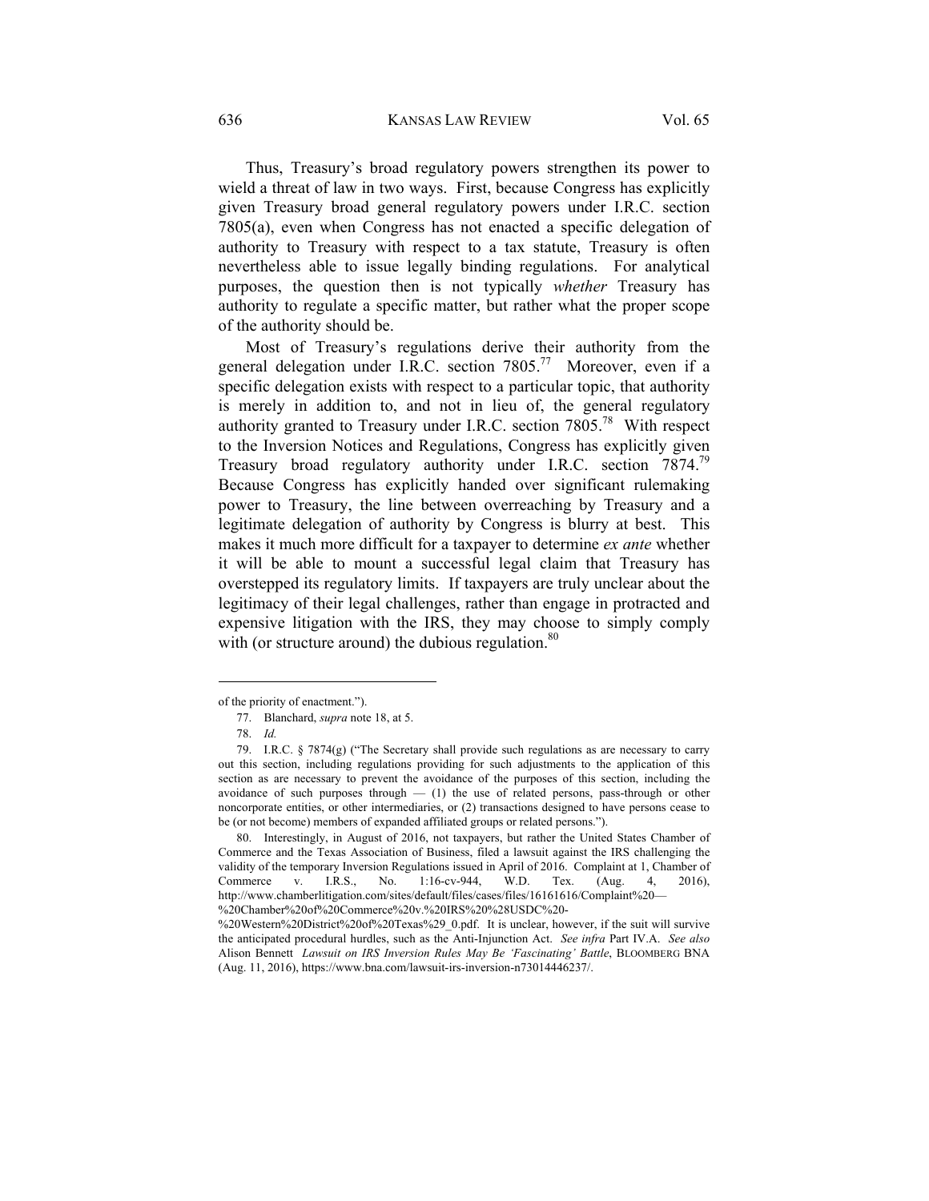Thus, Treasury's broad regulatory powers strengthen its power to wield a threat of law in two ways. First, because Congress has explicitly given Treasury broad general regulatory powers under I.R.C. section 7805(a), even when Congress has not enacted a specific delegation of authority to Treasury with respect to a tax statute, Treasury is often nevertheless able to issue legally binding regulations. For analytical purposes, the question then is not typically *whether* Treasury has authority to regulate a specific matter, but rather what the proper scope of the authority should be.

Most of Treasury's regulations derive their authority from the general delegation under I.R.C. section 7805.[77] Moreover, even if a specific delegation exists with respect to a particular topic, that authority is merely in addition to, and not in lieu of, the general regulatory authority granted to Treasury under I.R.C. section 7805.[78] With respect to the Inversion Notices and Regulations, Congress has explicitly given Treasury broad regulatory authority under I.R.C. section 7874.[79] Because Congress has explicitly handed over significant rulemaking power to Treasury, the line between overreaching by Treasury and a legitimate delegation of authority by Congress is blurry at best. This makes it much more difficult for a taxpayer to determine *ex ante* whether it will be able to mount a successful legal claim that Treasury has overstepped its regulatory limits. If taxpayers are truly unclear about the legitimacy of their legal challenges, rather than engage in protracted and expensive litigation with the IRS, they may choose to simply comply with (or structure around) the dubious regulation.[80]

---

of the priority of enactment.").

77. Blanchard, *supra* note 18, at 5.

78. *Id.*

79. I.R.C. § 7874(g) ("The Secretary shall provide such regulations as are necessary to carry out this section, including regulations providing for such adjustments to the application of this section as are necessary to prevent the avoidance of the purposes of this section, including the avoidance of such purposes through — (1) the use of related persons, pass-through or other noncorporate entities, or other intermediaries, or (2) transactions designed to have persons cease to be (or not become) members of expanded affiliated groups or related persons.").

80. Interestingly, in August of 2016, not taxpayers, but rather the United States Chamber of Commerce and the Texas Association of Business, filed a lawsuit against the IRS challenging the validity of the temporary Inversion Regulations issued in April of 2016. Complaint at 1, Chamber of Commerce v. I.R.S., No. 1:16-cv-944, W.D. Tex. (Aug. 4, 2016), http://www.chamberlitigation.com/sites/default/files/cases/files/16161616/Complaint%20—%20Chamber%20of%20Commerce%20v.%20IRS%20%28USDC%20-%20Western%20District%20of%20Texas%29_0.pdf. It is unclear, however, if the suit will survive the anticipated procedural hurdles, such as the Anti-Injunction Act. *See infra* Part IV.A. *See also* Alison Bennett *Lawsuit on IRS Inversion Rules May Be 'Fascinating' Battle*, BLOOMBERG BNA (Aug. 11, 2016), https://www.bna.com/lawsuit-irs-inversion-n73014446237/.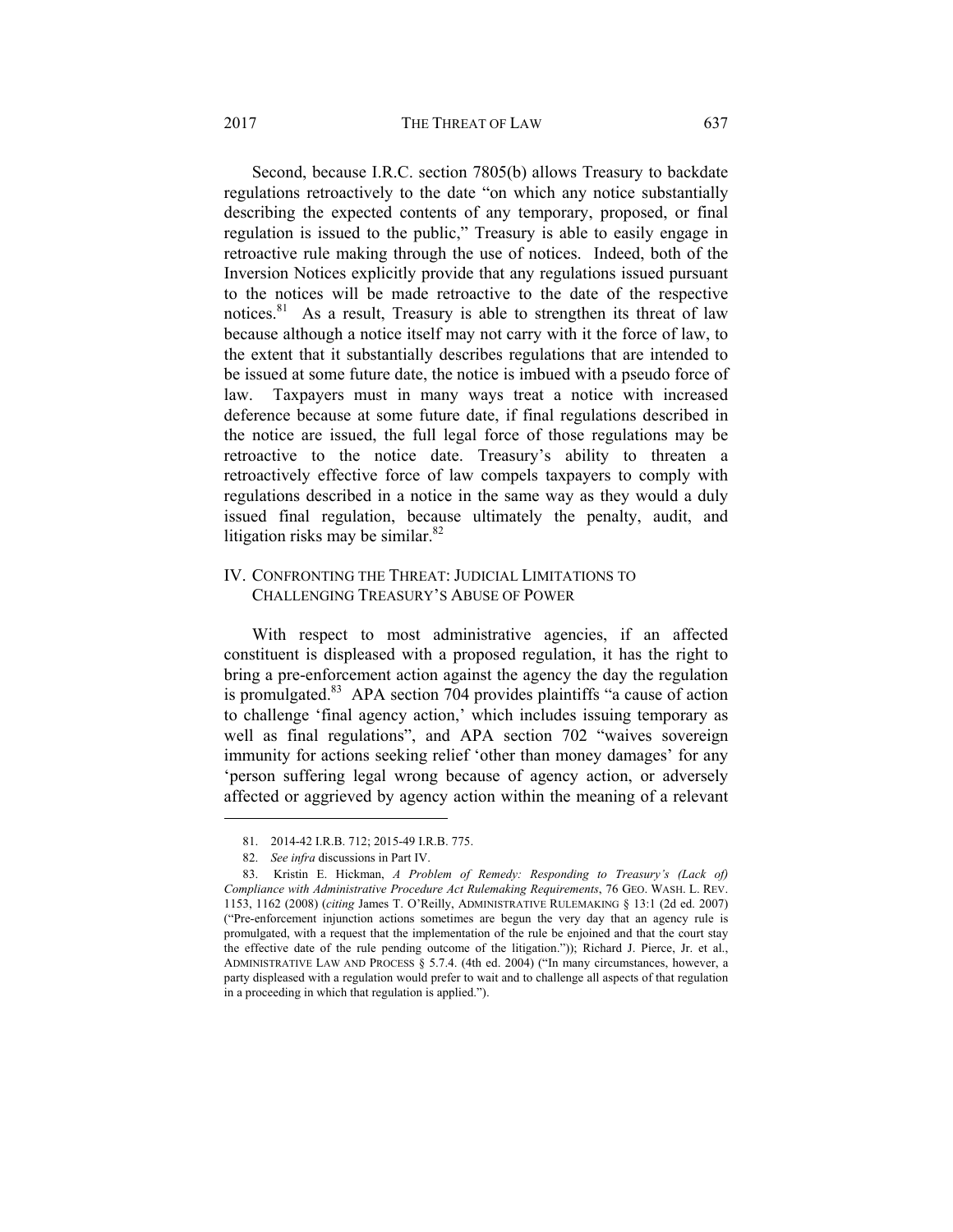Second, because I.R.C. section 7805(b) allows Treasury to backdate regulations retroactively to the date "on which any notice substantially describing the expected contents of any temporary, proposed, or final regulation is issued to the public," Treasury is able to easily engage in retroactive rule making through the use of notices. Indeed, both of the Inversion Notices explicitly provide that any regulations issued pursuant to the notices will be made retroactive to the date of the respective notices.[81] As a result, Treasury is able to strengthen its threat of law because although a notice itself may not carry with it the force of law, to the extent that it substantially describes regulations that are intended to be issued at some future date, the notice is imbued with a pseudo force of law. Taxpayers must in many ways treat a notice with increased deference because at some future date, if final regulations described in the notice are issued, the full legal force of those regulations may be retroactive to the notice date. Treasury's ability to threaten a retroactively effective force of law compels taxpayers to comply with regulations described in a notice in the same way as they would a duly issued final regulation, because ultimately the penalty, audit, and litigation risks may be similar.[82]

## IV. CONFRONTING THE THREAT: JUDICIAL LIMITATIONS TO CHALLENGING TREASURY'S ABUSE OF POWER

With respect to most administrative agencies, if an affected constituent is displeased with a proposed regulation, it has the right to bring a pre-enforcement action against the agency the day the regulation is promulgated.[83] APA section 704 provides plaintiffs "a cause of action to challenge 'final agency action,' which includes issuing temporary as well as final regulations", and APA section 702 "waives sovereign immunity for actions seeking relief 'other than money damages' for any 'person suffering legal wrong because of agency action, or adversely affected or aggrieved by agency action within the meaning of a relevant

---

81. 2014-42 I.R.B. 712; 2015-49 I.R.B. 775.

82. *See infra* discussions in Part IV.

83. Kristin E. Hickman, *A Problem of Remedy: Responding to Treasury's (Lack of) Compliance with Administrative Procedure Act Rulemaking Requirements*, 76 GEO. WASH. L. REV. 1153, 1162 (2008) (*citing* James T. O'Reilly, ADMINISTRATIVE RULEMAKING § 13:1 (2d ed. 2007) ("Pre-enforcement injunction actions sometimes are begun the very day that an agency rule is promulgated, with a request that the implementation of the rule be enjoined and that the court stay the effective date of the rule pending outcome of the litigation.")); Richard J. Pierce, Jr. et al., ADMINISTRATIVE LAW AND PROCESS § 5.7.4. (4th ed. 2004) ("In many circumstances, however, a party displeased with a regulation would prefer to wait and to challenge all aspects of that regulation in a proceeding in which that regulation is applied.").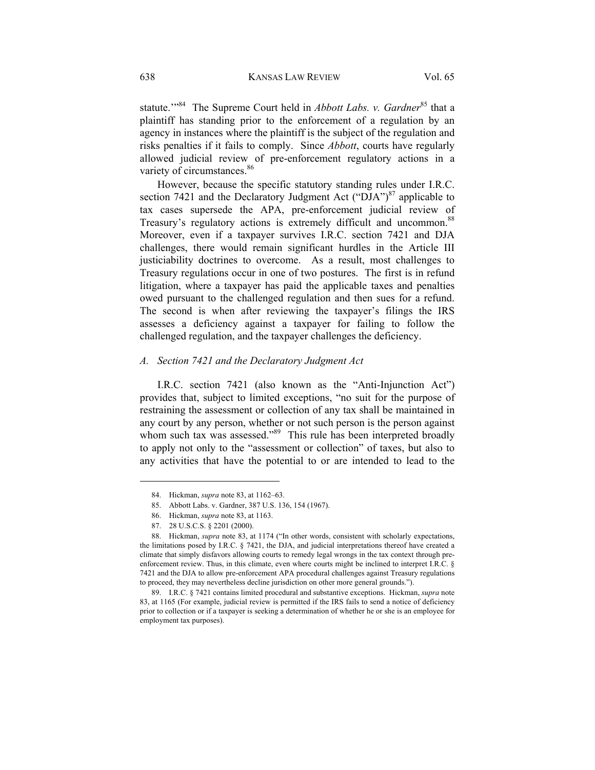statute.'"[84] The Supreme Court held in *Abbott Labs. v. Gardner*[85] that a plaintiff has standing prior to the enforcement of a regulation by an agency in instances where the plaintiff is the subject of the regulation and risks penalties if it fails to comply. Since *Abbott*, courts have regularly allowed judicial review of pre-enforcement regulatory actions in a variety of circumstances.[86]

However, because the specific statutory standing rules under I.R.C. section 7421 and the Declaratory Judgment Act ("DJA")[87] applicable to tax cases supersede the APA, pre-enforcement judicial review of Treasury's regulatory actions is extremely difficult and uncommon.[88] Moreover, even if a taxpayer survives I.R.C. section 7421 and DJA challenges, there would remain significant hurdles in the Article III justiciability doctrines to overcome. As a result, most challenges to Treasury regulations occur in one of two postures. The first is in refund litigation, where a taxpayer has paid the applicable taxes and penalties owed pursuant to the challenged regulation and then sues for a refund. The second is when after reviewing the taxpayer's filings the IRS assesses a deficiency against a taxpayer for failing to follow the challenged regulation, and the taxpayer challenges the deficiency.

### *A. Section 7421 and the Declaratory Judgment Act*

I.R.C. section 7421 (also known as the "Anti-Injunction Act") provides that, subject to limited exceptions, "no suit for the purpose of restraining the assessment or collection of any tax shall be maintained in any court by any person, whether or not such person is the person against whom such tax was assessed."[89] This rule has been interpreted broadly to apply not only to the "assessment or collection" of taxes, but also to any activities that have the potential to or are intended to lead to the

---

84. Hickman, *supra* note 83, at 1162–63.

85. Abbott Labs. v. Gardner, 387 U.S. 136, 154 (1967).

86. Hickman, *supra* note 83, at 1163.

87. 28 U.S.C.S. § 2201 (2000).

88. Hickman, *supra* note 83, at 1174 ("In other words, consistent with scholarly expectations, the limitations posed by I.R.C. § 7421, the DJA, and judicial interpretations thereof have created a climate that simply disfavors allowing courts to remedy legal wrongs in the tax context through pre-enforcement review. Thus, in this climate, even where courts might be inclined to interpret I.R.C. § 7421 and the DJA to allow pre-enforcement APA procedural challenges against Treasury regulations to proceed, they may nevertheless decline jurisdiction on other more general grounds.").

89. I.R.C. § 7421 contains limited procedural and substantive exceptions. Hickman, *supra* note 83, at 1165 (For example, judicial review is permitted if the IRS fails to send a notice of deficiency prior to collection or if a taxpayer is seeking a determination of whether he or she is an employee for employment tax purposes).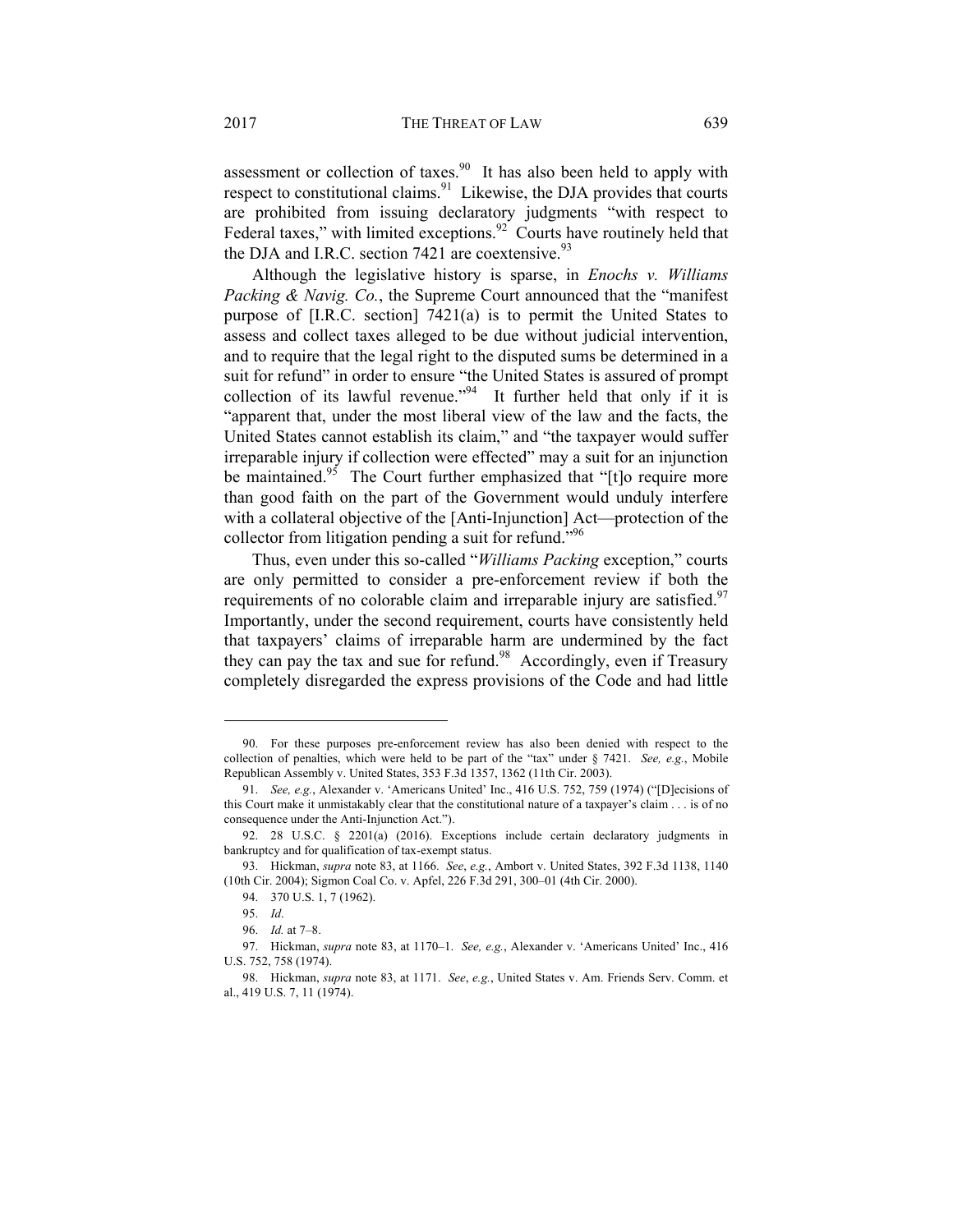assessment or collection of taxes.[90] It has also been held to apply with respect to constitutional claims.[91] Likewise, the DJA provides that courts are prohibited from issuing declaratory judgments "with respect to Federal taxes," with limited exceptions.[92] Courts have routinely held that the DJA and I.R.C. section 7421 are coextensive.[93]

Although the legislative history is sparse, in *Enochs v. Williams Packing & Navig. Co.*, the Supreme Court announced that the "manifest purpose of [I.R.C. section] 7421(a) is to permit the United States to assess and collect taxes alleged to be due without judicial intervention, and to require that the legal right to the disputed sums be determined in a suit for refund" in order to ensure "the United States is assured of prompt collection of its lawful revenue."[94] It further held that only if it is "apparent that, under the most liberal view of the law and the facts, the United States cannot establish its claim," and "the taxpayer would suffer irreparable injury if collection were effected" may a suit for an injunction be maintained.[95] The Court further emphasized that "[t]o require more than good faith on the part of the Government would unduly interfere with a collateral objective of the [Anti-Injunction] Act—protection of the collector from litigation pending a suit for refund."[96]

Thus, even under this so-called "*Williams Packing* exception," courts are only permitted to consider a pre-enforcement review if both the requirements of no colorable claim and irreparable injury are satisfied.[97] Importantly, under the second requirement, courts have consistently held that taxpayers' claims of irreparable harm are undermined by the fact they can pay the tax and sue for refund.[98] Accordingly, even if Treasury completely disregarded the express provisions of the Code and had little

---

90. For these purposes pre-enforcement review has also been denied with respect to the collection of penalties, which were held to be part of the "tax" under § 7421. *See, e.g.*, Mobile Republican Assembly v. United States, 353 F.3d 1357, 1362 (11th Cir. 2003).

91. *See, e.g.*, Alexander v. 'Americans United' Inc., 416 U.S. 752, 759 (1974) ("[D]ecisions of this Court make it unmistakably clear that the constitutional nature of a taxpayer's claim . . . is of no consequence under the Anti-Injunction Act.").

92. 28 U.S.C. § 2201(a) (2016). Exceptions include certain declaratory judgments in bankruptcy and for qualification of tax-exempt status.

93. Hickman, *supra* note 83, at 1166. *See*, *e.g.*, Ambort v. United States, 392 F.3d 1138, 1140 (10th Cir. 2004); Sigmon Coal Co. v. Apfel, 226 F.3d 291, 300–01 (4th Cir. 2000).

94. 370 U.S. 1, 7 (1962).

95. *Id*.

96. *Id.* at 7–8.

97. Hickman, *supra* note 83, at 1170–1. *See, e.g.*, Alexander v. 'Americans United' Inc., 416 U.S. 752, 758 (1974).

98. Hickman, *supra* note 83, at 1171. *See*, *e.g.*, United States v. Am. Friends Serv. Comm. et al., 419 U.S. 7, 11 (1974).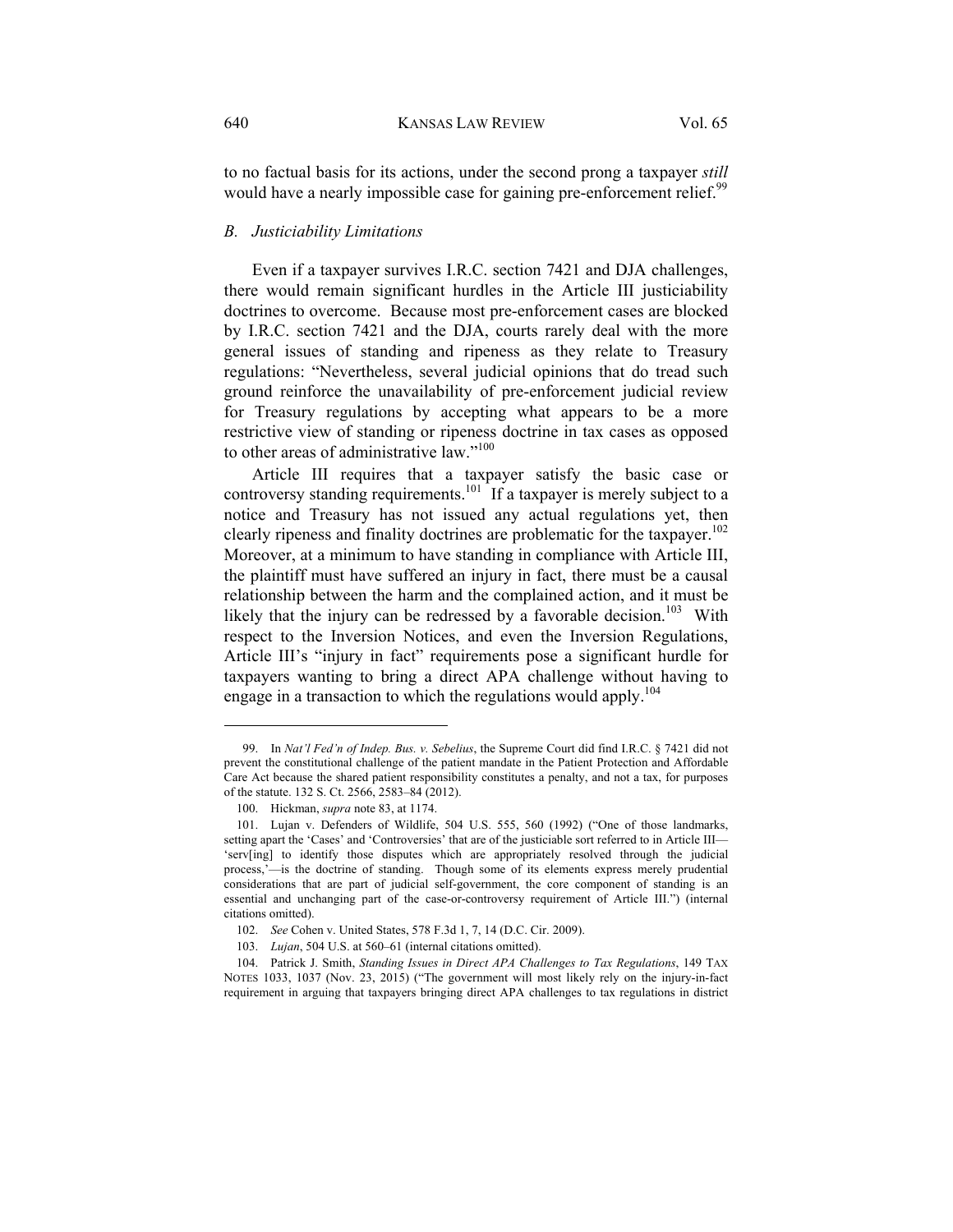to no factual basis for its actions, under the second prong a taxpayer *still* would have a nearly impossible case for gaining pre-enforcement relief.[99]

### *B. Justiciability Limitations*

Even if a taxpayer survives I.R.C. section 7421 and DJA challenges, there would remain significant hurdles in the Article III justiciability doctrines to overcome. Because most pre-enforcement cases are blocked by I.R.C. section 7421 and the DJA, courts rarely deal with the more general issues of standing and ripeness as they relate to Treasury regulations: "Nevertheless, several judicial opinions that do tread such ground reinforce the unavailability of pre-enforcement judicial review for Treasury regulations by accepting what appears to be a more restrictive view of standing or ripeness doctrine in tax cases as opposed to other areas of administrative law."[100]

Article III requires that a taxpayer satisfy the basic case or controversy standing requirements.[101] If a taxpayer is merely subject to a notice and Treasury has not issued any actual regulations yet, then clearly ripeness and finality doctrines are problematic for the taxpayer.[102] Moreover, at a minimum to have standing in compliance with Article III, the plaintiff must have suffered an injury in fact, there must be a causal relationship between the harm and the complained action, and it must be likely that the injury can be redressed by a favorable decision.[103] With respect to the Inversion Notices, and even the Inversion Regulations, Article III's "injury in fact" requirements pose a significant hurdle for taxpayers wanting to bring a direct APA challenge without having to engage in a transaction to which the regulations would apply.[104]

---

99. In *Nat'l Fed'n of Indep. Bus. v. Sebelius*, the Supreme Court did find I.R.C. § 7421 did not prevent the constitutional challenge of the patient mandate in the Patient Protection and Affordable Care Act because the shared patient responsibility constitutes a penalty, and not a tax, for purposes of the statute. 132 S. Ct. 2566, 2583–84 (2012).

100. Hickman, *supra* note 83, at 1174.

101. Lujan v. Defenders of Wildlife, 504 U.S. 555, 560 (1992) ("One of those landmarks, setting apart the 'Cases' and 'Controversies' that are of the justiciable sort referred to in Article III—'serv[ing] to identify those disputes which are appropriately resolved through the judicial process,'—is the doctrine of standing. Though some of its elements express merely prudential considerations that are part of judicial self-government, the core component of standing is an essential and unchanging part of the case-or-controversy requirement of Article III.") (internal citations omitted).

102. *See* Cohen v. United States, 578 F.3d 1, 7, 14 (D.C. Cir. 2009).

103. *Lujan*, 504 U.S. at 560–61 (internal citations omitted).

104. Patrick J. Smith, *Standing Issues in Direct APA Challenges to Tax Regulations*, 149 TAX NOTES 1033, 1037 (Nov. 23, 2015) ("The government will most likely rely on the injury-in-fact requirement in arguing that taxpayers bringing direct APA challenges to tax regulations in district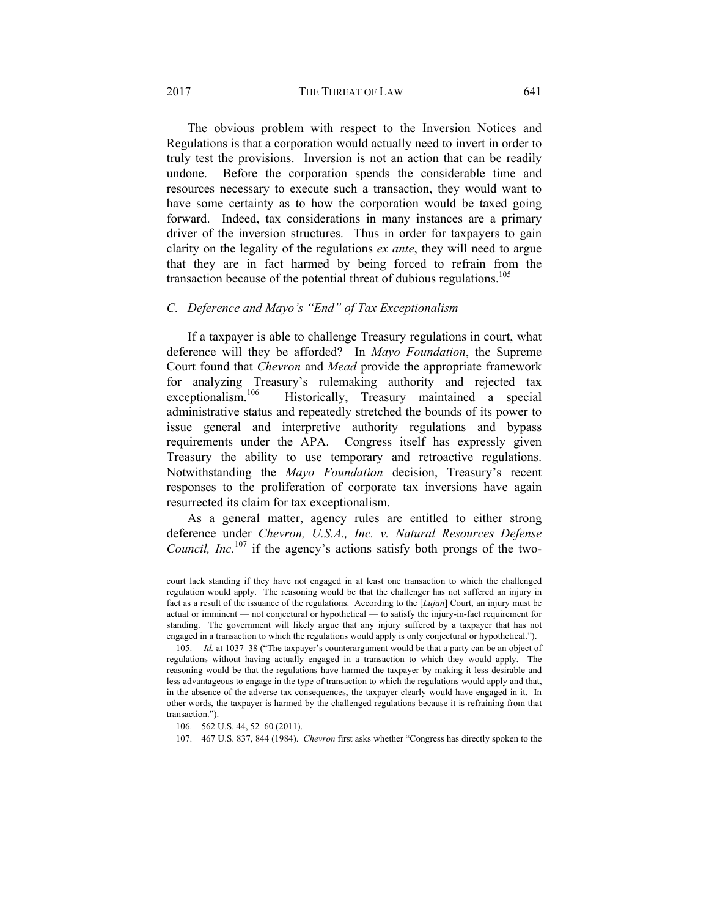The obvious problem with respect to the Inversion Notices and Regulations is that a corporation would actually need to invert in order to truly test the provisions. Inversion is not an action that can be readily undone. Before the corporation spends the considerable time and resources necessary to execute such a transaction, they would want to have some certainty as to how the corporation would be taxed going forward. Indeed, tax considerations in many instances are a primary driver of the inversion structures. Thus in order for taxpayers to gain clarity on the legality of the regulations *ex ante*, they will need to argue that they are in fact harmed by being forced to refrain from the transaction because of the potential threat of dubious regulations.[105]

### *C. Deference and Mayo's "End" of Tax Exceptionalism*

If a taxpayer is able to challenge Treasury regulations in court, what deference will they be afforded? In *Mayo Foundation*, the Supreme Court found that *Chevron* and *Mead* provide the appropriate framework for analyzing Treasury's rulemaking authority and rejected tax exceptionalism.[106] Historically, Treasury maintained a special administrative status and repeatedly stretched the bounds of its power to issue general and interpretive authority regulations and bypass requirements under the APA. Congress itself has expressly given Treasury the ability to use temporary and retroactive regulations. Notwithstanding the *Mayo Foundation* decision, Treasury's recent responses to the proliferation of corporate tax inversions have again resurrected its claim for tax exceptionalism.

As a general matter, agency rules are entitled to either strong deference under *Chevron, U.S.A., Inc. v. Natural Resources Defense Council, Inc.*[107] if the agency's actions satisfy both prongs of the two-

---

court lack standing if they have not engaged in at least one transaction to which the challenged regulation would apply. The reasoning would be that the challenger has not suffered an injury in fact as a result of the issuance of the regulations. According to the [*Lujan*] Court, an injury must be actual or imminent — not conjectural or hypothetical — to satisfy the injury-in-fact requirement for standing. The government will likely argue that any injury suffered by a taxpayer that has not engaged in a transaction to which the regulations would apply is only conjectural or hypothetical.").

105. *Id.* at 1037–38 ("The taxpayer's counterargument would be that a party can be an object of regulations without having actually engaged in a transaction to which they would apply. The reasoning would be that the regulations have harmed the taxpayer by making it less desirable and less advantageous to engage in the type of transaction to which the regulations would apply and that, in the absence of the adverse tax consequences, the taxpayer clearly would have engaged in it. In other words, the taxpayer is harmed by the challenged regulations because it is refraining from that transaction.").

106. 562 U.S. 44, 52–60 (2011).

107. 467 U.S. 837, 844 (1984). *Chevron* first asks whether "Congress has directly spoken to the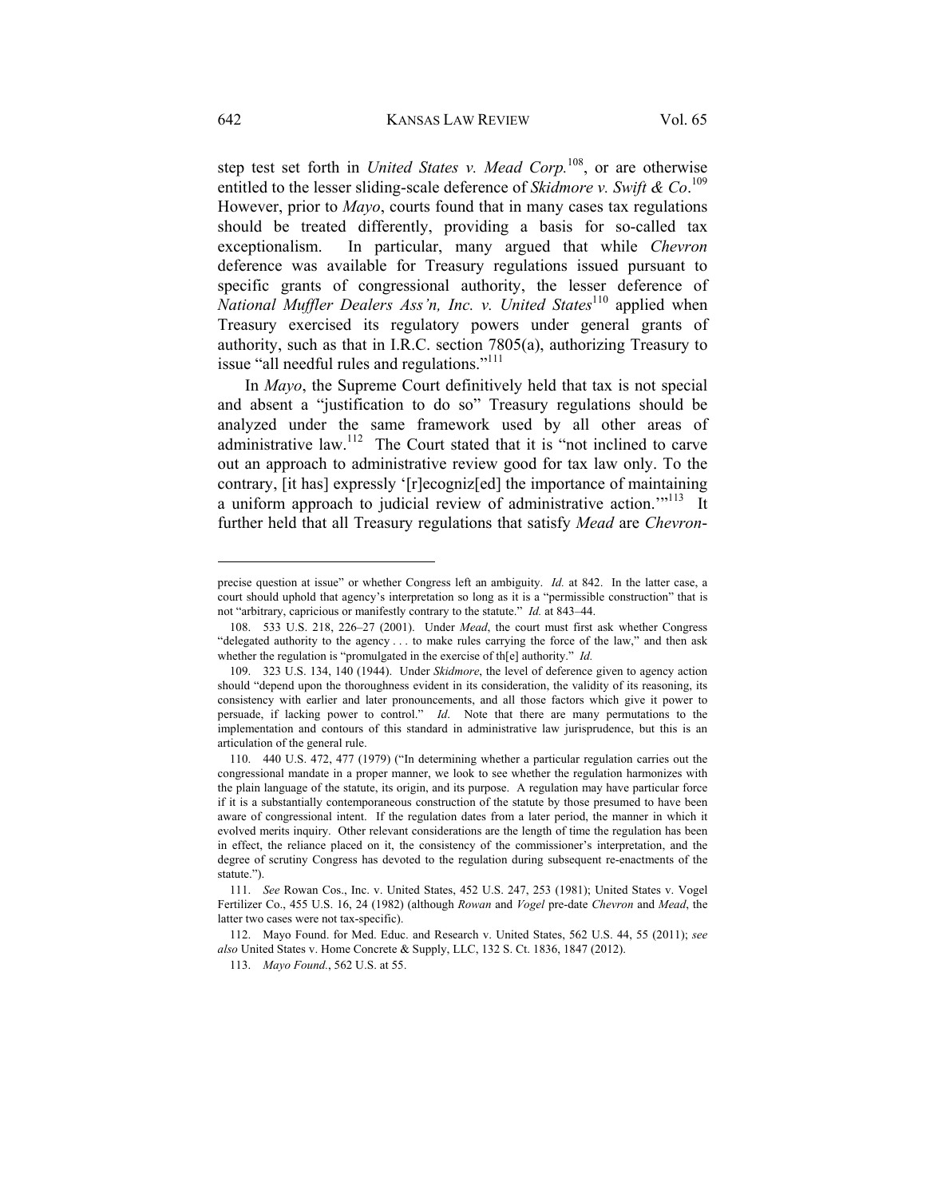step test set forth in *United States v. Mead Corp.*[108], or are otherwise entitled to the lesser sliding-scale deference of *Skidmore v. Swift & Co*.[109] However, prior to *Mayo*, courts found that in many cases tax regulations should be treated differently, providing a basis for so-called tax exceptionalism. In particular, many argued that while *Chevron* deference was available for Treasury regulations issued pursuant to specific grants of congressional authority, the lesser deference of *National Muffler Dealers Ass'n, Inc. v. United States*[110] applied when Treasury exercised its regulatory powers under general grants of authority, such as that in I.R.C. section 7805(a), authorizing Treasury to issue "all needful rules and regulations."[111]

In *Mayo*, the Supreme Court definitively held that tax is not special and absent a "justification to do so" Treasury regulations should be analyzed under the same framework used by all other areas of administrative law.[112] The Court stated that it is "not inclined to carve out an approach to administrative review good for tax law only. To the contrary, [it has] expressly '[r]ecogniz[ed] the importance of maintaining a uniform approach to judicial review of administrative action.'"[113] It further held that all Treasury regulations that satisfy *Mead* are *Chevron*-

---

precise question at issue" or whether Congress left an ambiguity. *Id.* at 842. In the latter case, a court should uphold that agency's interpretation so long as it is a "permissible construction" that is not "arbitrary, capricious or manifestly contrary to the statute." *Id.* at 843–44.

108. 533 U.S. 218, 226–27 (2001). Under *Mead*, the court must first ask whether Congress "delegated authority to the agency . . . to make rules carrying the force of the law," and then ask whether the regulation is "promulgated in the exercise of th[e] authority." *Id.*

109. 323 U.S. 134, 140 (1944). Under *Skidmore*, the level of deference given to agency action should "depend upon the thoroughness evident in its consideration, the validity of its reasoning, its consistency with earlier and later pronouncements, and all those factors which give it power to persuade, if lacking power to control." *Id*. Note that there are many permutations to the implementation and contours of this standard in administrative law jurisprudence, but this is an articulation of the general rule.

110. 440 U.S. 472, 477 (1979) ("In determining whether a particular regulation carries out the congressional mandate in a proper manner, we look to see whether the regulation harmonizes with the plain language of the statute, its origin, and its purpose. A regulation may have particular force if it is a substantially contemporaneous construction of the statute by those presumed to have been aware of congressional intent. If the regulation dates from a later period, the manner in which it evolved merits inquiry. Other relevant considerations are the length of time the regulation has been in effect, the reliance placed on it, the consistency of the commissioner's interpretation, and the degree of scrutiny Congress has devoted to the regulation during subsequent re-enactments of the statute.").

111. *See* Rowan Cos., Inc. v. United States, 452 U.S. 247, 253 (1981); United States v. Vogel Fertilizer Co., 455 U.S. 16, 24 (1982) (although *Rowan* and *Vogel* pre-date *Chevron* and *Mead*, the latter two cases were not tax-specific).

112. Mayo Found. for Med. Educ. and Research v. United States, 562 U.S. 44, 55 (2011); *see also* United States v. Home Concrete & Supply, LLC, 132 S. Ct. 1836, 1847 (2012).

113. *Mayo Found.*, 562 U.S. at 55.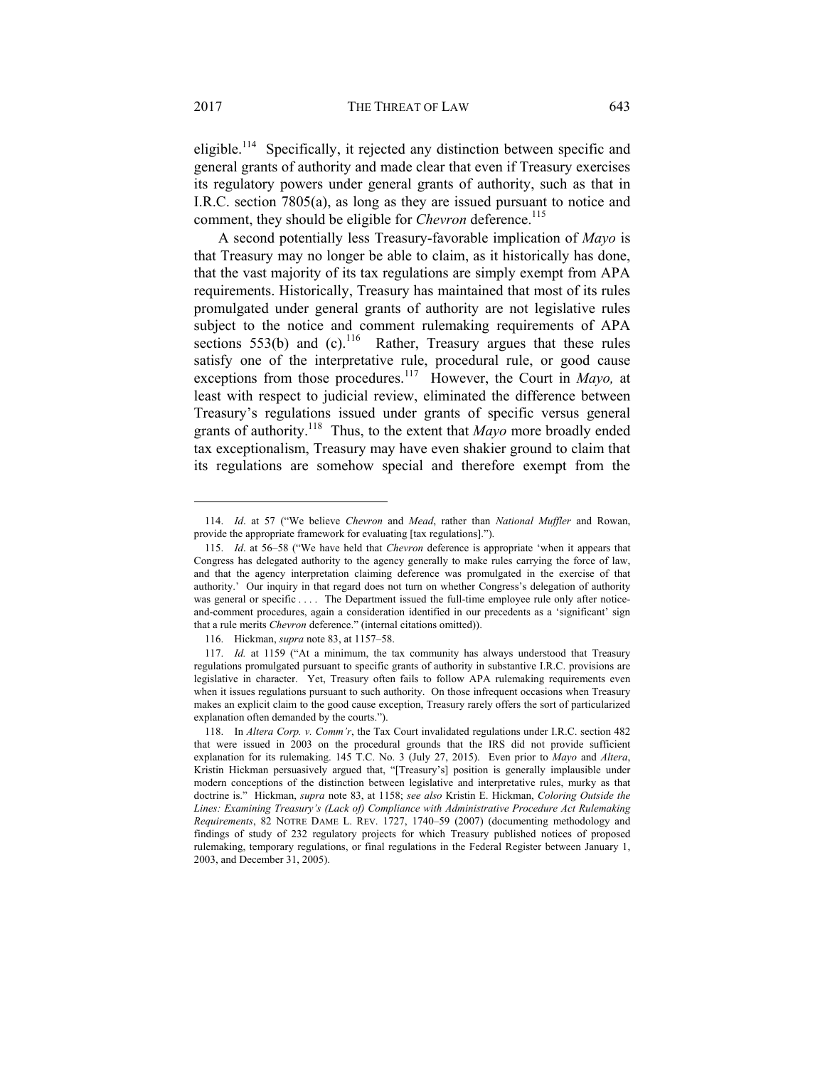eligible.[114] Specifically, it rejected any distinction between specific and general grants of authority and made clear that even if Treasury exercises its regulatory powers under general grants of authority, such as that in I.R.C. section 7805(a), as long as they are issued pursuant to notice and comment, they should be eligible for *Chevron* deference.[115]

A second potentially less Treasury-favorable implication of *Mayo* is that Treasury may no longer be able to claim, as it historically has done, that the vast majority of its tax regulations are simply exempt from APA requirements. Historically, Treasury has maintained that most of its rules promulgated under general grants of authority are not legislative rules subject to the notice and comment rulemaking requirements of APA sections 553(b) and (c).[116] Rather, Treasury argues that these rules satisfy one of the interpretative rule, procedural rule, or good cause exceptions from those procedures.[117] However, the Court in *Mayo,* at least with respect to judicial review, eliminated the difference between Treasury's regulations issued under grants of specific versus general grants of authority.[118] Thus, to the extent that *Mayo* more broadly ended tax exceptionalism, Treasury may have even shakier ground to claim that its regulations are somehow special and therefore exempt from the

---

114. *Id*. at 57 ("We believe *Chevron* and *Mead*, rather than *National Muffler* and Rowan, provide the appropriate framework for evaluating [tax regulations].").

115. *Id*. at 56–58 ("We have held that *Chevron* deference is appropriate 'when it appears that Congress has delegated authority to the agency generally to make rules carrying the force of law, and that the agency interpretation claiming deference was promulgated in the exercise of that authority.' Our inquiry in that regard does not turn on whether Congress's delegation of authority was general or specific . . . . The Department issued the full-time employee rule only after notice-and-comment procedures, again a consideration identified in our precedents as a 'significant' sign that a rule merits *Chevron* deference." (internal citations omitted)).

116. Hickman, *supra* note 83, at 1157–58.

117. *Id.* at 1159 ("At a minimum, the tax community has always understood that Treasury regulations promulgated pursuant to specific grants of authority in substantive I.R.C. provisions are legislative in character. Yet, Treasury often fails to follow APA rulemaking requirements even when it issues regulations pursuant to such authority. On those infrequent occasions when Treasury makes an explicit claim to the good cause exception, Treasury rarely offers the sort of particularized explanation often demanded by the courts.").

118. In *Altera Corp. v. Comm'r*, the Tax Court invalidated regulations under I.R.C. section 482 that were issued in 2003 on the procedural grounds that the IRS did not provide sufficient explanation for its rulemaking. 145 T.C. No. 3 (July 27, 2015). Even prior to *Mayo* and *Altera*, Kristin Hickman persuasively argued that, "[Treasury's] position is generally implausible under modern conceptions of the distinction between legislative and interpretative rules, murky as that doctrine is." Hickman, *supra* note 83, at 1158; *see also* Kristin E. Hickman, *Coloring Outside the Lines: Examining Treasury's (Lack of) Compliance with Administrative Procedure Act Rulemaking Requirements*, 82 NOTRE DAME L. REV. 1727, 1740–59 (2007) (documenting methodology and findings of study of 232 regulatory projects for which Treasury published notices of proposed rulemaking, temporary regulations, or final regulations in the Federal Register between January 1, 2003, and December 31, 2005).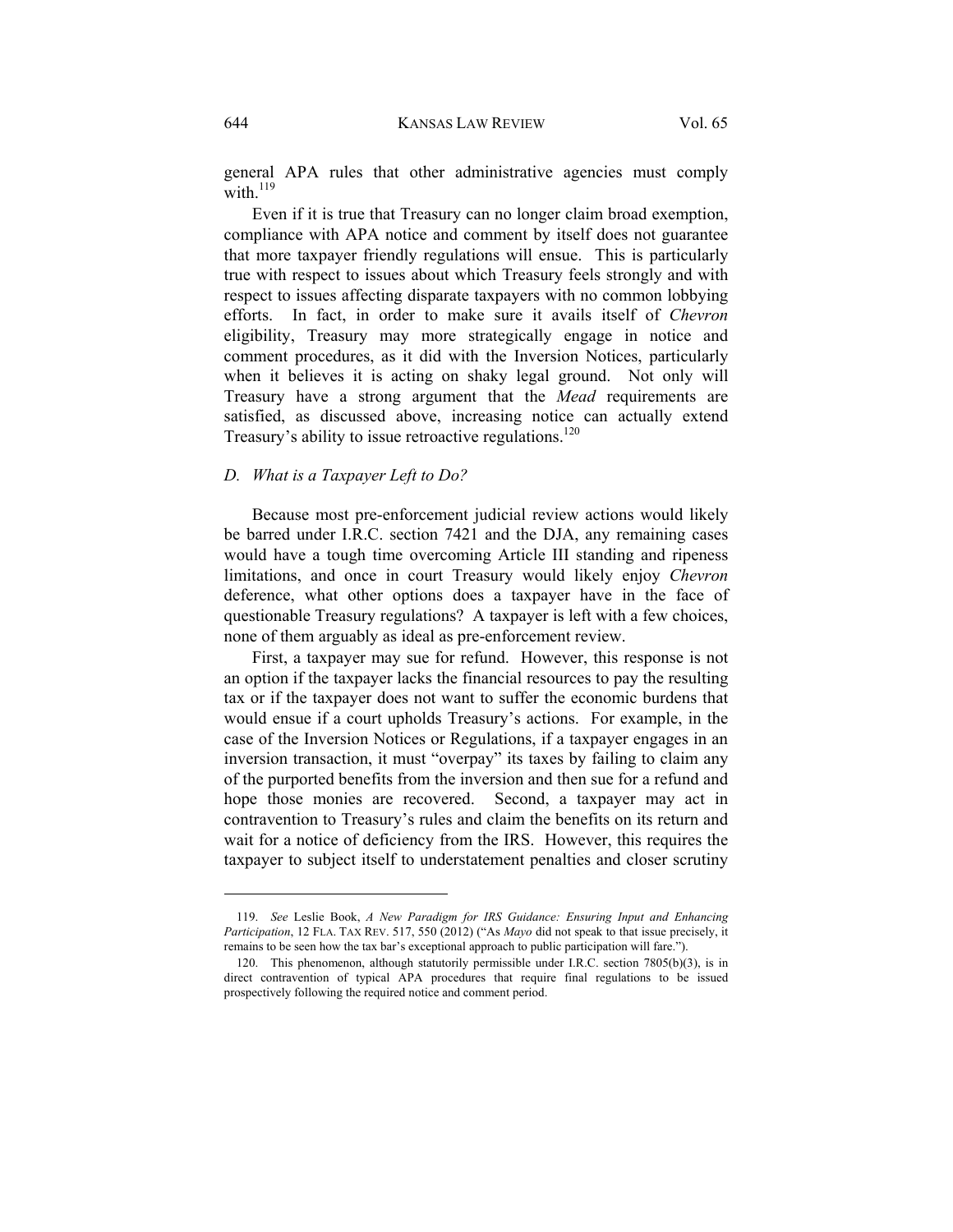general APA rules that other administrative agencies must comply with.[119]

Even if it is true that Treasury can no longer claim broad exemption, compliance with APA notice and comment by itself does not guarantee that more taxpayer friendly regulations will ensue. This is particularly true with respect to issues about which Treasury feels strongly and with respect to issues affecting disparate taxpayers with no common lobbying efforts. In fact, in order to make sure it avails itself of *Chevron* eligibility, Treasury may more strategically engage in notice and comment procedures, as it did with the Inversion Notices, particularly when it believes it is acting on shaky legal ground. Not only will Treasury have a strong argument that the *Mead* requirements are satisfied, as discussed above, increasing notice can actually extend Treasury's ability to issue retroactive regulations.[120]

### *D. What is a Taxpayer Left to Do?*

Because most pre-enforcement judicial review actions would likely be barred under I.R.C. section 7421 and the DJA, any remaining cases would have a tough time overcoming Article III standing and ripeness limitations, and once in court Treasury would likely enjoy *Chevron* deference, what other options does a taxpayer have in the face of questionable Treasury regulations? A taxpayer is left with a few choices, none of them arguably as ideal as pre-enforcement review.

First, a taxpayer may sue for refund. However, this response is not an option if the taxpayer lacks the financial resources to pay the resulting tax or if the taxpayer does not want to suffer the economic burdens that would ensue if a court upholds Treasury's actions. For example, in the case of the Inversion Notices or Regulations, if a taxpayer engages in an inversion transaction, it must "overpay" its taxes by failing to claim any of the purported benefits from the inversion and then sue for a refund and hope those monies are recovered. Second, a taxpayer may act in contravention to Treasury's rules and claim the benefits on its return and wait for a notice of deficiency from the IRS. However, this requires the taxpayer to subject itself to understatement penalties and closer scrutiny

---

119. *See* Leslie Book, *A New Paradigm for IRS Guidance: Ensuring Input and Enhancing Participation*, 12 FLA. TAX REV. 517, 550 (2012) ("As *Mayo* did not speak to that issue precisely, it remains to be seen how the tax bar's exceptional approach to public participation will fare.").

120. This phenomenon, although statutorily permissible under I.R.C. section 7805(b)(3), is in direct contravention of typical APA procedures that require final regulations to be issued prospectively following the required notice and comment period.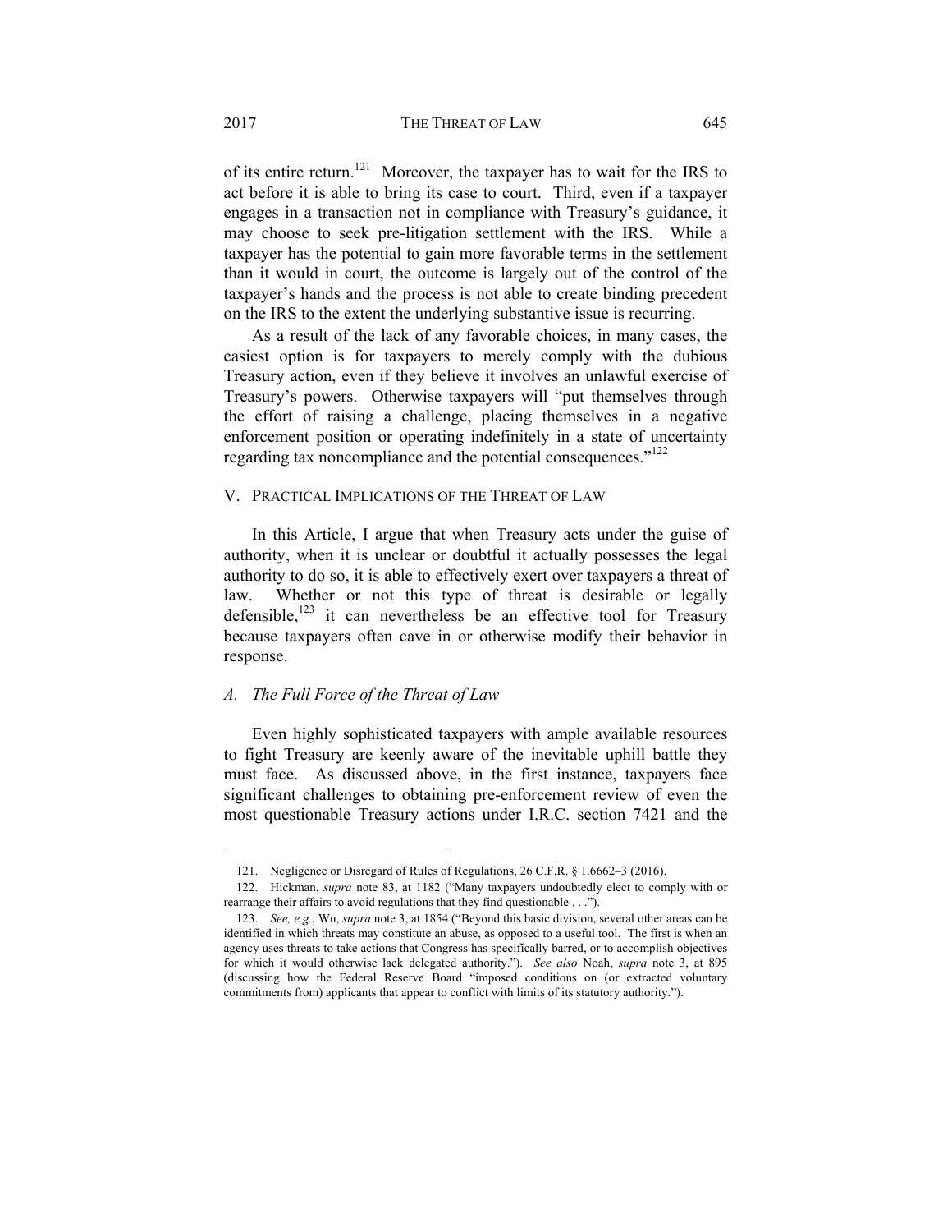of its entire return.[121] Moreover, the taxpayer has to wait for the IRS to act before it is able to bring its case to court. Third, even if a taxpayer engages in a transaction not in compliance with Treasury's guidance, it may choose to seek pre-litigation settlement with the IRS. While a taxpayer has the potential to gain more favorable terms in the settlement than it would in court, the outcome is largely out of the control of the taxpayer's hands and the process is not able to create binding precedent on the IRS to the extent the underlying substantive issue is recurring.

As a result of the lack of any favorable choices, in many cases, the easiest option is for taxpayers to merely comply with the dubious Treasury action, even if they believe it involves an unlawful exercise of Treasury's powers. Otherwise taxpayers will "put themselves through the effort of raising a challenge, placing themselves in a negative enforcement position or operating indefinitely in a state of uncertainty regarding tax noncompliance and the potential consequences."[122]

## V. Practical Implications of the Threat of Law

In this Article, I argue that when Treasury acts under the guise of authority, when it is unclear or doubtful it actually possesses the legal authority to do so, it is able to effectively exert over taxpayers a threat of law. Whether or not this type of threat is desirable or legally defensible,[123] it can nevertheless be an effective tool for Treasury because taxpayers often cave in or otherwise modify their behavior in response.

### *A. The Full Force of the Threat of Law*

Even highly sophisticated taxpayers with ample available resources to fight Treasury are keenly aware of the inevitable uphill battle they must face. As discussed above, in the first instance, taxpayers face significant challenges to obtaining pre-enforcement review of even the most questionable Treasury actions under I.R.C. section 7421 and the

---

121. Negligence or Disregard of Rules of Regulations, 26 C.F.R. § 1.6662–3 (2016).

122. Hickman, *supra* note 83, at 1182 ("Many taxpayers undoubtedly elect to comply with or rearrange their affairs to avoid regulations that they find questionable . . .").

123. *See, e.g.*, Wu, *supra* note 3, at 1854 ("Beyond this basic division, several other areas can be identified in which threats may constitute an abuse, as opposed to a useful tool. The first is when an agency uses threats to take actions that Congress has specifically barred, or to accomplish objectives for which it would otherwise lack delegated authority."). *See also* Noah, *supra* note 3, at 895 (discussing how the Federal Reserve Board "imposed conditions on (or extracted voluntary commitments from) applicants that appear to conflict with limits of its statutory authority.").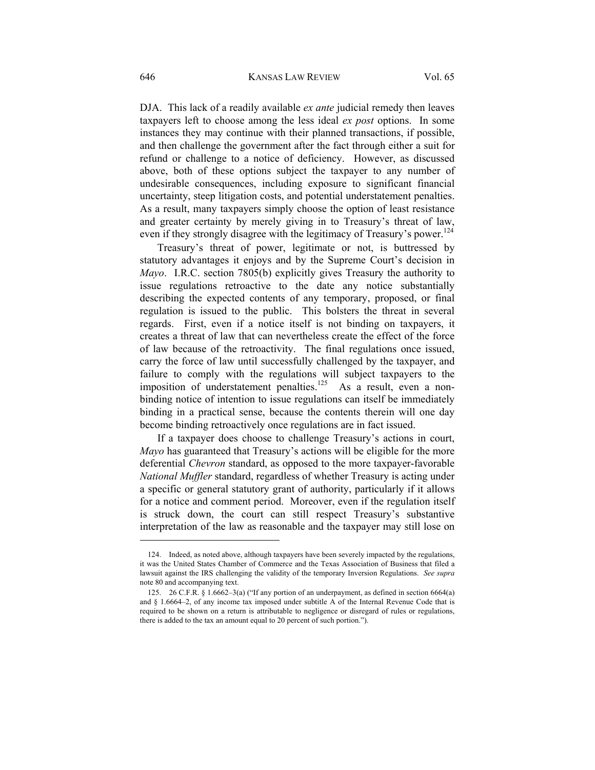DJA. This lack of a readily available *ex ante* judicial remedy then leaves taxpayers left to choose among the less ideal *ex post* options. In some instances they may continue with their planned transactions, if possible, and then challenge the government after the fact through either a suit for refund or challenge to a notice of deficiency. However, as discussed above, both of these options subject the taxpayer to any number of undesirable consequences, including exposure to significant financial uncertainty, steep litigation costs, and potential understatement penalties. As a result, many taxpayers simply choose the option of least resistance and greater certainty by merely giving in to Treasury's threat of law, even if they strongly disagree with the legitimacy of Treasury's power.[124]

Treasury's threat of power, legitimate or not, is buttressed by statutory advantages it enjoys and by the Supreme Court's decision in *Mayo*. I.R.C. section 7805(b) explicitly gives Treasury the authority to issue regulations retroactive to the date any notice substantially describing the expected contents of any temporary, proposed, or final regulation is issued to the public. This bolsters the threat in several regards. First, even if a notice itself is not binding on taxpayers, it creates a threat of law that can nevertheless create the effect of the force of law because of the retroactivity. The final regulations once issued, carry the force of law until successfully challenged by the taxpayer, and failure to comply with the regulations will subject taxpayers to the imposition of understatement penalties.[125] As a result, even a non-binding notice of intention to issue regulations can itself be immediately binding in a practical sense, because the contents therein will one day become binding retroactively once regulations are in fact issued.

If a taxpayer does choose to challenge Treasury's actions in court, *Mayo* has guaranteed that Treasury's actions will be eligible for the more deferential *Chevron* standard, as opposed to the more taxpayer-favorable *National Muffler* standard, regardless of whether Treasury is acting under a specific or general statutory grant of authority, particularly if it allows for a notice and comment period. Moreover, even if the regulation itself is struck down, the court can still respect Treasury's substantive interpretation of the law as reasonable and the taxpayer may still lose on

---

124. Indeed, as noted above, although taxpayers have been severely impacted by the regulations, it was the United States Chamber of Commerce and the Texas Association of Business that filed a lawsuit against the IRS challenging the validity of the temporary Inversion Regulations. *See supra* note 80 and accompanying text.

125. 26 C.F.R. § 1.6662–3(a) ("If any portion of an underpayment, as defined in section 6664(a) and § 1.6664–2, of any income tax imposed under subtitle A of the Internal Revenue Code that is required to be shown on a return is attributable to negligence or disregard of rules or regulations, there is added to the tax an amount equal to 20 percent of such portion.").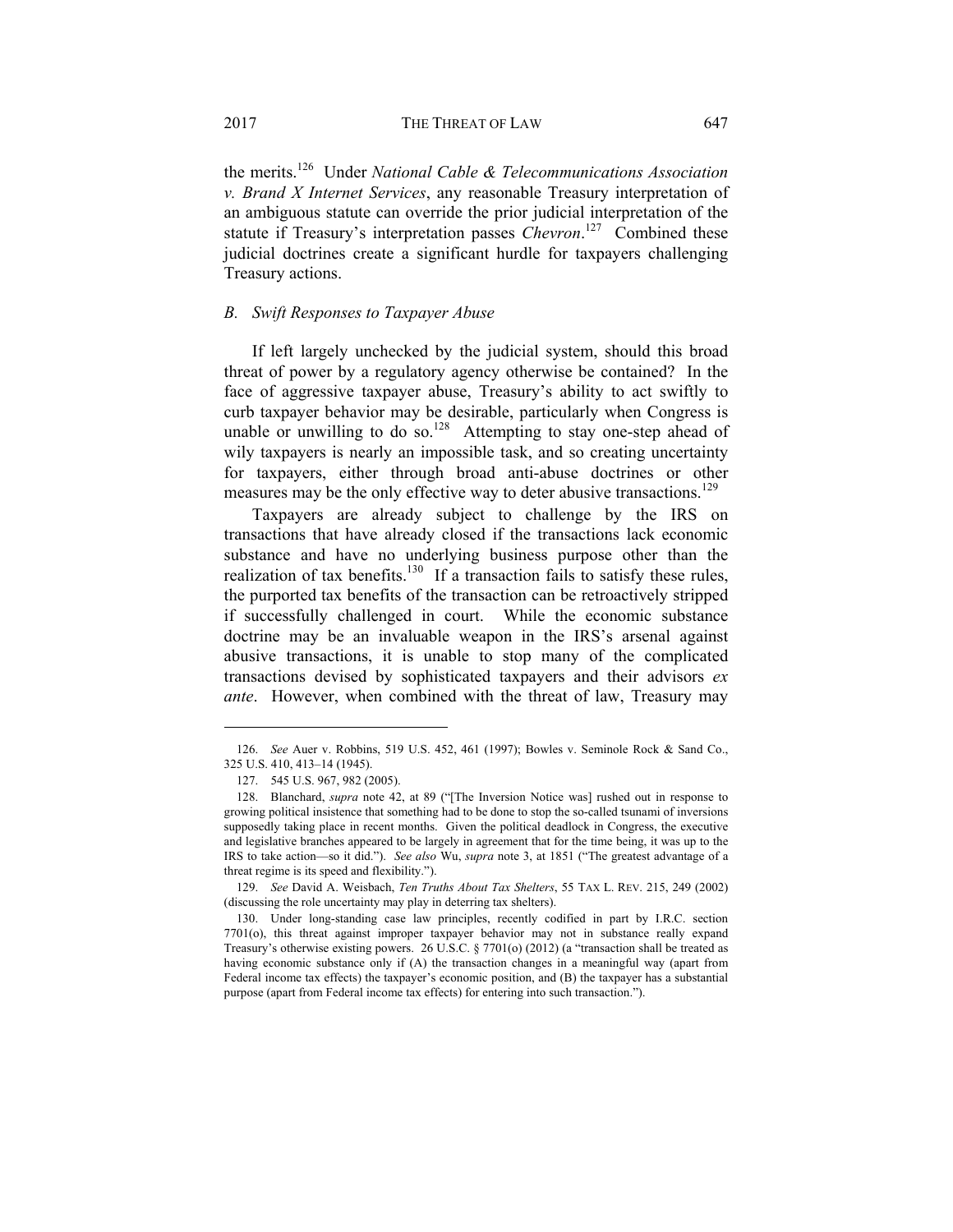the merits.[126] Under *National Cable & Telecommunications Association v. Brand X Internet Services*, any reasonable Treasury interpretation of an ambiguous statute can override the prior judicial interpretation of the statute if Treasury's interpretation passes *Chevron*.[127] Combined these judicial doctrines create a significant hurdle for taxpayers challenging Treasury actions.

### *B. Swift Responses to Taxpayer Abuse*

If left largely unchecked by the judicial system, should this broad threat of power by a regulatory agency otherwise be contained? In the face of aggressive taxpayer abuse, Treasury's ability to act swiftly to curb taxpayer behavior may be desirable, particularly when Congress is unable or unwilling to do so.[128] Attempting to stay one-step ahead of wily taxpayers is nearly an impossible task, and so creating uncertainty for taxpayers, either through broad anti-abuse doctrines or other measures may be the only effective way to deter abusive transactions.[129]

Taxpayers are already subject to challenge by the IRS on transactions that have already closed if the transactions lack economic substance and have no underlying business purpose other than the realization of tax benefits.[130] If a transaction fails to satisfy these rules, the purported tax benefits of the transaction can be retroactively stripped if successfully challenged in court. While the economic substance doctrine may be an invaluable weapon in the IRS's arsenal against abusive transactions, it is unable to stop many of the complicated transactions devised by sophisticated taxpayers and their advisors *ex ante*. However, when combined with the threat of law, Treasury may

---

126. *See* Auer v. Robbins, 519 U.S. 452, 461 (1997); Bowles v. Seminole Rock & Sand Co., 325 U.S. 410, 413–14 (1945).

127. 545 U.S. 967, 982 (2005).

128. Blanchard, *supra* note 42, at 89 ("[The Inversion Notice was] rushed out in response to growing political insistence that something had to be done to stop the so-called tsunami of inversions supposedly taking place in recent months. Given the political deadlock in Congress, the executive and legislative branches appeared to be largely in agreement that for the time being, it was up to the IRS to take action—so it did."). *See also* Wu, *supra* note 3, at 1851 ("The greatest advantage of a threat regime is its speed and flexibility.").

129. *See* David A. Weisbach, *Ten Truths About Tax Shelters*, 55 TAX L. REV. 215, 249 (2002) (discussing the role uncertainty may play in deterring tax shelters).

130. Under long-standing case law principles, recently codified in part by I.R.C. section 7701(o), this threat against improper taxpayer behavior may not in substance really expand Treasury's otherwise existing powers. 26 U.S.C. § 7701(o) (2012) (a "transaction shall be treated as having economic substance only if (A) the transaction changes in a meaningful way (apart from Federal income tax effects) the taxpayer's economic position, and (B) the taxpayer has a substantial purpose (apart from Federal income tax effects) for entering into such transaction.").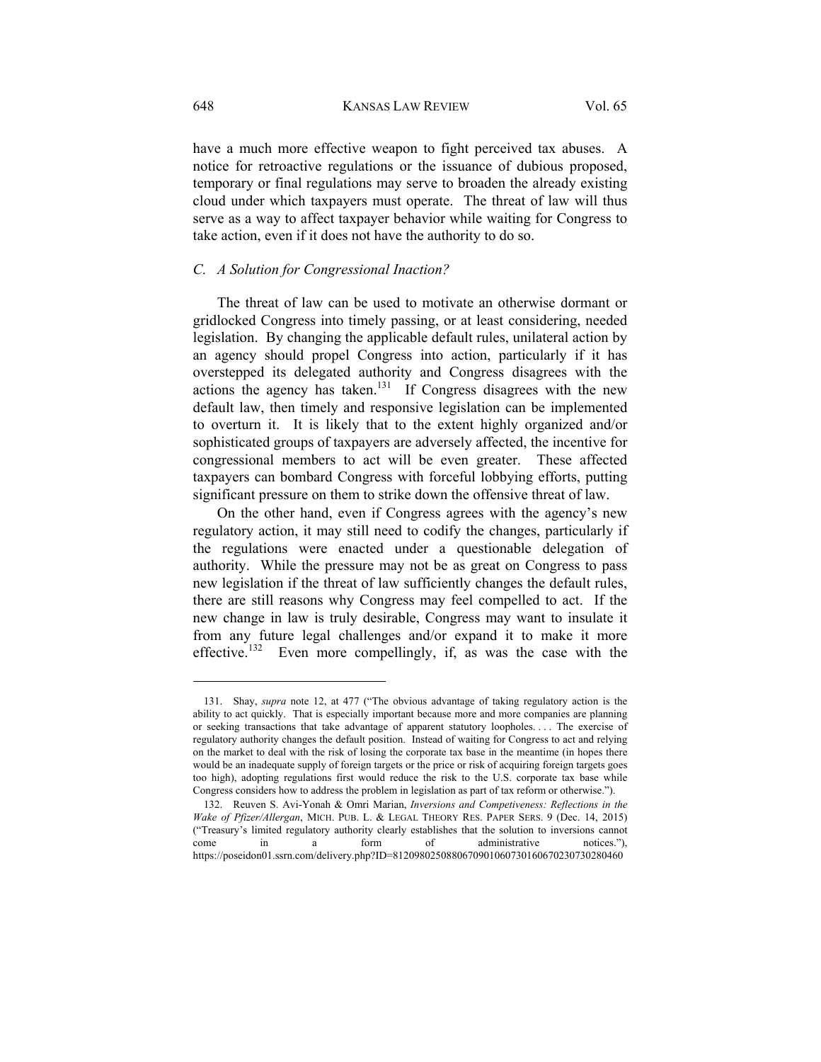have a much more effective weapon to fight perceived tax abuses. A notice for retroactive regulations or the issuance of dubious proposed, temporary or final regulations may serve to broaden the already existing cloud under which taxpayers must operate. The threat of law will thus serve as a way to affect taxpayer behavior while waiting for Congress to take action, even if it does not have the authority to do so.

### *C. A Solution for Congressional Inaction?*

The threat of law can be used to motivate an otherwise dormant or gridlocked Congress into timely passing, or at least considering, needed legislation. By changing the applicable default rules, unilateral action by an agency should propel Congress into action, particularly if it has overstepped its delegated authority and Congress disagrees with the actions the agency has taken.[131] If Congress disagrees with the new default law, then timely and responsive legislation can be implemented to overturn it. It is likely that to the extent highly organized and/or sophisticated groups of taxpayers are adversely affected, the incentive for congressional members to act will be even greater. These affected taxpayers can bombard Congress with forceful lobbying efforts, putting significant pressure on them to strike down the offensive threat of law.

On the other hand, even if Congress agrees with the agency's new regulatory action, it may still need to codify the changes, particularly if the regulations were enacted under a questionable delegation of authority. While the pressure may not be as great on Congress to pass new legislation if the threat of law sufficiently changes the default rules, there are still reasons why Congress may feel compelled to act. If the new change in law is truly desirable, Congress may want to insulate it from any future legal challenges and/or expand it to make it more effective.[132] Even more compellingly, if, as was the case with the

---

131. Shay, *supra* note 12, at 477 ("The obvious advantage of taking regulatory action is the ability to act quickly. That is especially important because more and more companies are planning or seeking transactions that take advantage of apparent statutory loopholes. . . . The exercise of regulatory authority changes the default position. Instead of waiting for Congress to act and relying on the market to deal with the risk of losing the corporate tax base in the meantime (in hopes there would be an inadequate supply of foreign targets or the price or risk of acquiring foreign targets goes too high), adopting regulations first would reduce the risk to the U.S. corporate tax base while Congress considers how to address the problem in legislation as part of tax reform or otherwise.").

132. Reuven S. Avi-Yonah & Omri Marian, *Inversions and Competiveness: Reflections in the Wake of Pfizer/Allergan*, MICH. PUB. L. & LEGAL THEORY RES. PAPER SERS. 9 (Dec. 14, 2015) ("Treasury's limited regulatory authority clearly establishes that the solution to inversions cannot come in a form of administrative notices."), https://poseidon01.ssrn.com/delivery.php?ID=812098025088067090106073016067023073028046​0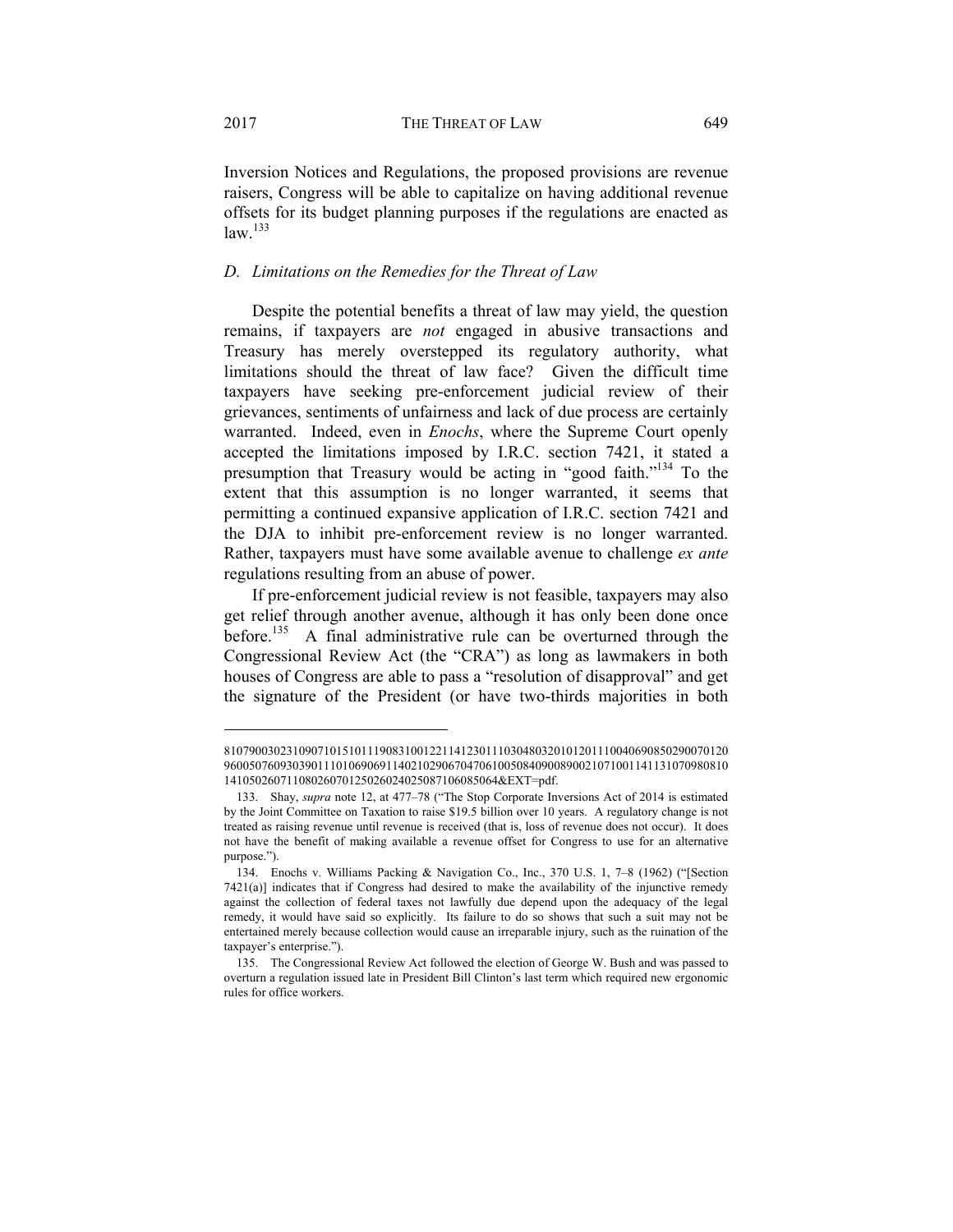Inversion Notices and Regulations, the proposed provisions are revenue raisers, Congress will be able to capitalize on having additional revenue offsets for its budget planning purposes if the regulations are enacted as law.[133]

### *D. Limitations on the Remedies for the Threat of Law*

Despite the potential benefits a threat of law may yield, the question remains, if taxpayers are *not* engaged in abusive transactions and Treasury has merely overstepped its regulatory authority, what limitations should the threat of law face? Given the difficult time taxpayers have seeking pre-enforcement judicial review of their grievances, sentiments of unfairness and lack of due process are certainly warranted. Indeed, even in *Enochs*, where the Supreme Court openly accepted the limitations imposed by I.R.C. section 7421, it stated a presumption that Treasury would be acting in "good faith."[134] To the extent that this assumption is no longer warranted, it seems that permitting a continued expansive application of I.R.C. section 7421 and the DJA to inhibit pre-enforcement review is no longer warranted. Rather, taxpayers must have some available avenue to challenge *ex ante* regulations resulting from an abuse of power.

If pre-enforcement judicial review is not feasible, taxpayers may also get relief through another avenue, although it has only been done once before.[135] A final administrative rule can be overturned through the Congressional Review Act (the "CRA") as long as lawmakers in both houses of Congress are able to pass a "resolution of disapproval" and get the signature of the President (or have two-thirds majorities in both

---

81079003023109071015101119083100122114123011103048032010120111004069085029007012096005076093039011101069069114021029067047061005084090089002107100114113107098081014105026071108026070125026024025087106085064&EXT=pdf.

133. Shay, *supra* note 12, at 477–78 ("The Stop Corporate Inversions Act of 2014 is estimated by the Joint Committee on Taxation to raise $19.5 billion over 10 years. A regulatory change is not treated as raising revenue until revenue is received (that is, loss of revenue does not occur). It does not have the benefit of making available a revenue offset for Congress to use for an alternative purpose.").

134. Enochs v. Williams Packing & Navigation Co., Inc., 370 U.S. 1, 7–8 (1962) ("[Section 7421(a)] indicates that if Congress had desired to make the availability of the injunctive remedy against the collection of federal taxes not lawfully due depend upon the adequacy of the legal remedy, it would have said so explicitly. Its failure to do so shows that such a suit may not be entertained merely because collection would cause an irreparable injury, such as the ruination of the taxpayer's enterprise.").

135. The Congressional Review Act followed the election of George W. Bush and was passed to overturn a regulation issued late in President Bill Clinton's last term which required new ergonomic rules for office workers.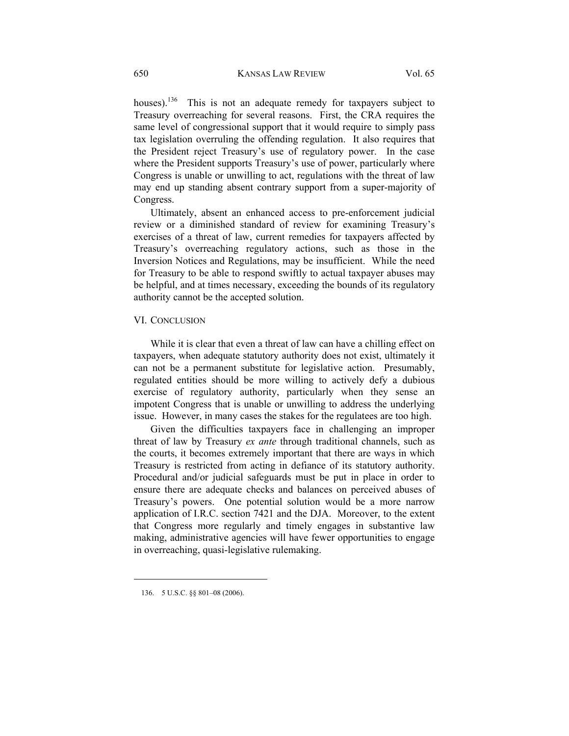houses).[136] This is not an adequate remedy for taxpayers subject to Treasury overreaching for several reasons. First, the CRA requires the same level of congressional support that it would require to simply pass tax legislation overruling the offending regulation. It also requires that the President reject Treasury's use of regulatory power. In the case where the President supports Treasury's use of power, particularly where Congress is unable or unwilling to act, regulations with the threat of law may end up standing absent contrary support from a super-majority of Congress.

Ultimately, absent an enhanced access to pre-enforcement judicial review or a diminished standard of review for examining Treasury's exercises of a threat of law, current remedies for taxpayers affected by Treasury's overreaching regulatory actions, such as those in the Inversion Notices and Regulations, may be insufficient. While the need for Treasury to be able to respond swiftly to actual taxpayer abuses may be helpful, and at times necessary, exceeding the bounds of its regulatory authority cannot be the accepted solution.

## VI. Conclusion

While it is clear that even a threat of law can have a chilling effect on taxpayers, when adequate statutory authority does not exist, ultimately it can not be a permanent substitute for legislative action. Presumably, regulated entities should be more willing to actively defy a dubious exercise of regulatory authority, particularly when they sense an impotent Congress that is unable or unwilling to address the underlying issue. However, in many cases the stakes for the regulatees are too high.

Given the difficulties taxpayers face in challenging an improper threat of law by Treasury *ex ante* through traditional channels, such as the courts, it becomes extremely important that there are ways in which Treasury is restricted from acting in defiance of its statutory authority. Procedural and/or judicial safeguards must be put in place in order to ensure there are adequate checks and balances on perceived abuses of Treasury's powers. One potential solution would be a more narrow application of I.R.C. section 7421 and the DJA. Moreover, to the extent that Congress more regularly and timely engages in substantive law making, administrative agencies will have fewer opportunities to engage in overreaching, quasi-legislative rulemaking.

---

136. 5 U.S.C. §§ 801–08 (2006).